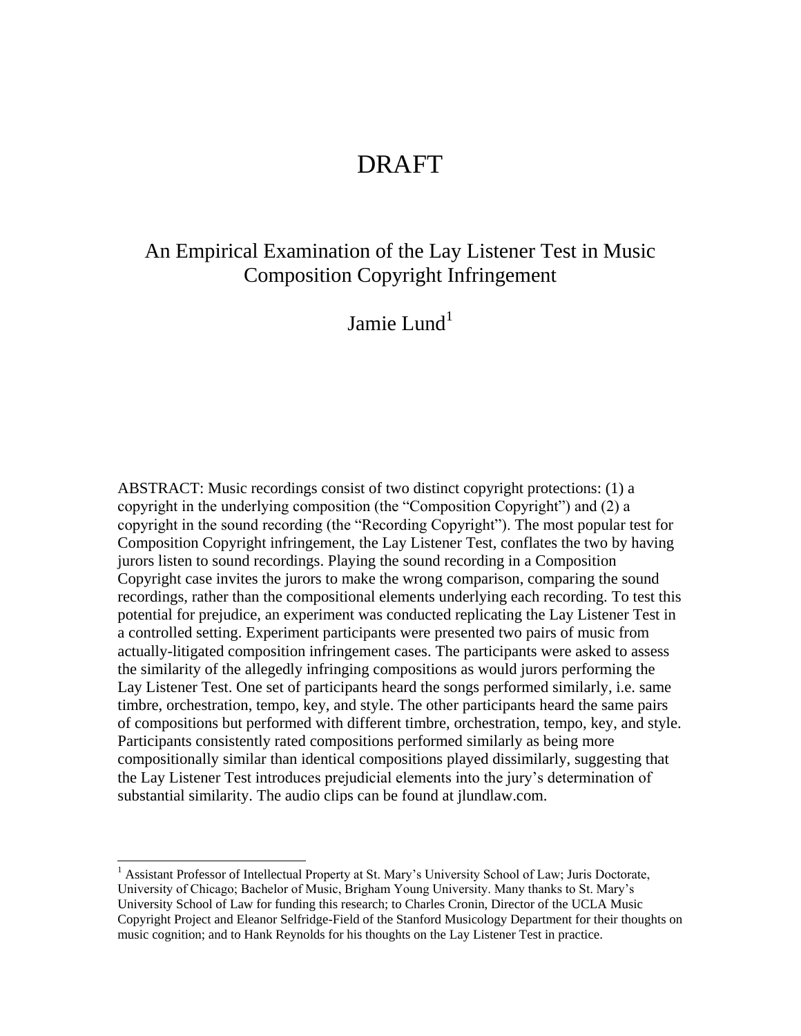# DRAFT

## An Empirical Examination of the Lay Listener Test in Music Composition Copyright Infringement

Jamie Lund[1]

ABSTRACT: Music recordings consist of two distinct copyright protections: (1) a copyright in the underlying composition (the "Composition Copyright") and (2) a copyright in the sound recording (the "Recording Copyright"). The most popular test for Composition Copyright infringement, the Lay Listener Test, conflates the two by having jurors listen to sound recordings. Playing the sound recording in a Composition Copyright case invites the jurors to make the wrong comparison, comparing the sound recordings, rather than the compositional elements underlying each recording. To test this potential for prejudice, an experiment was conducted replicating the Lay Listener Test in a controlled setting. Experiment participants were presented two pairs of music from actually-litigated composition infringement cases. The participants were asked to assess the similarity of the allegedly infringing compositions as would jurors performing the Lay Listener Test. One set of participants heard the songs performed similarly, i.e. same timbre, orchestration, tempo, key, and style. The other participants heard the same pairs of compositions but performed with different timbre, orchestration, tempo, key, and style. Participants consistently rated compositions performed similarly as being more compositionally similar than identical compositions played dissimilarly, suggesting that the Lay Listener Test introduces prejudicial elements into the jury's determination of substantial similarity. The audio clips can be found at jlundlaw.com.

---

[1] Assistant Professor of Intellectual Property at St. Mary's University School of Law; Juris Doctorate, University of Chicago; Bachelor of Music, Brigham Young University. Many thanks to St. Mary's University School of Law for funding this research; to Charles Cronin, Director of the UCLA Music Copyright Project and Eleanor Selfridge-Field of the Stanford Musicology Department for their thoughts on music cognition; and to Hank Reynolds for his thoughts on the Lay Listener Test in practice.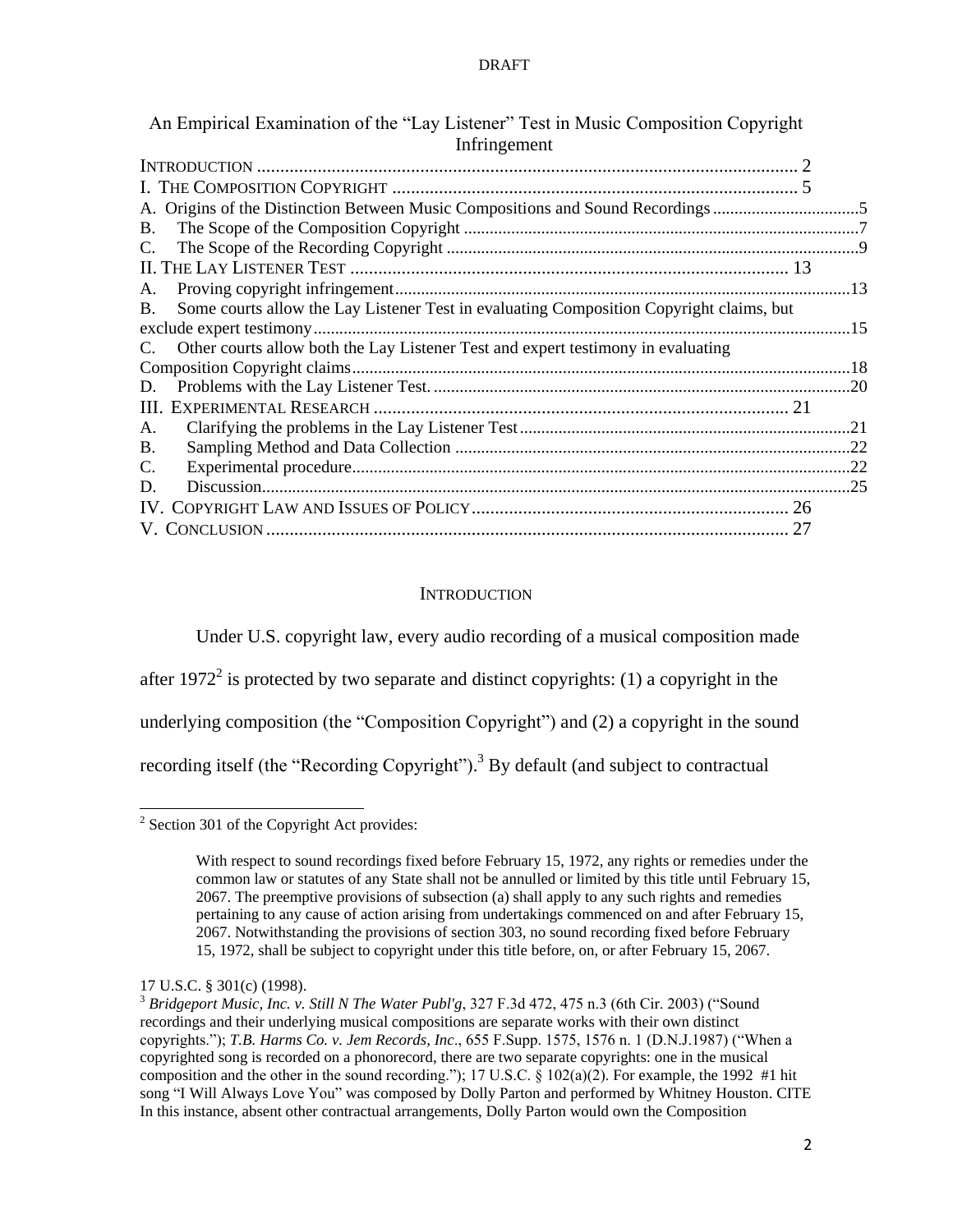An Empirical Examination of the "Lay Listener" Test in Music Composition Copyright Infringement

INTRODUCTION .......................................................................................................... 2
I. THE COMPOSITION COPYRIGHT ........................................................................ 5
A. Origins of the Distinction Between Music Compositions and Sound Recordings ........................5
B. The Scope of the Composition Copyright ........................................................................7
C. The Scope of the Recording Copyright ............................................................................9
II. THE LAY LISTENER TEST ................................................................................ 13
A. Proving copyright infringement.........................................................................................13
B. Some courts allow the Lay Listener Test in evaluating Composition Copyright claims, but exclude expert testimony..................................................................................................15
C. Other courts allow both the Lay Listener Test and expert testimony in evaluating Composition Copyright claims..............................................................................................18
D. Problems with the Lay Listener Test. ..................................................................................20
III. EXPERIMENTAL RESEARCH .......................................................................... 21
A. Clarifying the problems in the Lay Listener Test.................................................................21
B. Sampling Method and Data Collection ..................................................................................22
C. Experimental procedure.....................................................................................................22
D. Discussion.........................................................................................................................25
IV. COPYRIGHT LAW AND ISSUES OF POLICY.................................................... 26
V. CONCLUSION ................................................................................................... 27

## INTRODUCTION

Under U.S. copyright law, every audio recording of a musical composition made after 1972[2] is protected by two separate and distinct copyrights: (1) a copyright in the underlying composition (the "Composition Copyright") and (2) a copyright in the sound recording itself (the "Recording Copyright").[3] By default (and subject to contractual

---

[2] Section 301 of the Copyright Act provides:

> With respect to sound recordings fixed before February 15, 1972, any rights or remedies under the common law or statutes of any State shall not be annulled or limited by this title until February 15, 2067. The preemptive provisions of subsection (a) shall apply to any such rights and remedies pertaining to any cause of action arising from undertakings commenced on and after February 15, 2067. Notwithstanding the provisions of section 303, no sound recording fixed before February 15, 1972, shall be subject to copyright under this title before, on, or after February 15, 2067.

17 U.S.C. § 301(c) (1998).

[3] *Bridgeport Music, Inc. v. Still N The Water Publ'g*, 327 F.3d 472, 475 n.3 (6th Cir. 2003) ("Sound recordings and their underlying musical compositions are separate works with their own distinct copyrights."); *T.B. Harms Co. v. Jem Records, Inc*., 655 F.Supp. 1575, 1576 n. 1 (D.N.J.1987) ("When a copyrighted song is recorded on a phonorecord, there are two separate copyrights: one in the musical composition and the other in the sound recording."); 17 U.S.C. § 102(a)(2). For example, the 1992 #1 hit song "I Will Always Love You" was composed by Dolly Parton and performed by Whitney Houston. CITE In this instance, absent other contractual arrangements, Dolly Parton would own the Composition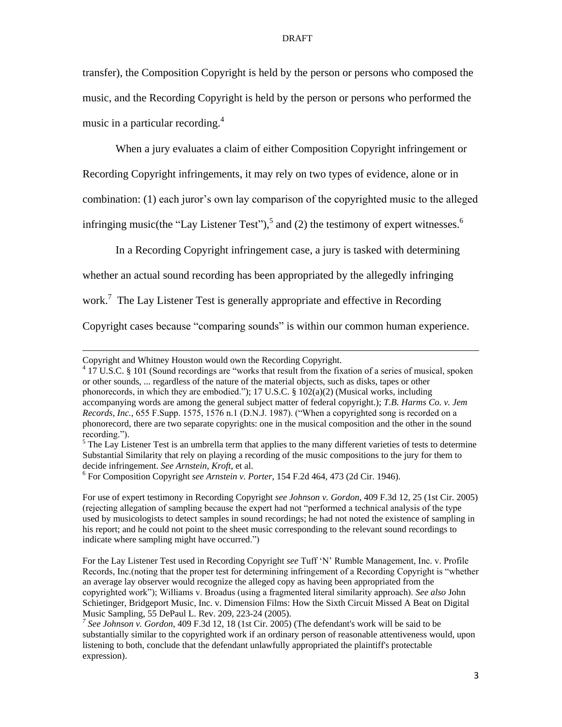transfer), the Composition Copyright is held by the person or persons who composed the music, and the Recording Copyright is held by the person or persons who performed the music in a particular recording.[4]

When a jury evaluates a claim of either Composition Copyright infringement or Recording Copyright infringements, it may rely on two types of evidence, alone or in combination: (1) each juror's own lay comparison of the copyrighted music to the alleged infringing music(the "Lay Listener Test"),[5] and (2) the testimony of expert witnesses.[6]

In a Recording Copyright infringement case, a jury is tasked with determining whether an actual sound recording has been appropriated by the allegedly infringing work.[7] The Lay Listener Test is generally appropriate and effective in Recording Copyright cases because "comparing sounds" is within our common human experience.

---

Copyright and Whitney Houston would own the Recording Copyright.

[4] 17 U.S.C. § 101 (Sound recordings are "works that result from the fixation of a series of musical, spoken or other sounds, ... regardless of the nature of the material objects, such as disks, tapes or other phonorecords, in which they are embodied."); 17 U.S.C. § 102(a)(2) (Musical works, including accompanying words are among the general subject matter of federal copyright.); *T.B. Harms Co. v. Jem Records, Inc.,* 655 F.Supp. 1575, 1576 n.1 (D.N.J. 1987). ("When a copyrighted song is recorded on a phonorecord, there are two separate copyrights: one in the musical composition and the other in the sound recording.").

[5] The Lay Listener Test is an umbrella term that applies to the many different varieties of tests to determine Substantial Similarity that rely on playing a recording of the music compositions to the jury for them to decide infringement. *See Arnstein*, *Kroft*, et al.

[6] For Composition Copyright *see Arnstein v. Porter*, 154 F.2d 464, 473 (2d Cir. 1946).

For use of expert testimony in Recording Copyright *see Johnson v. Gordon*, 409 F.3d 12, 25 (1st Cir. 2005) (rejecting allegation of sampling because the expert had not "performed a technical analysis of the type used by musicologists to detect samples in sound recordings; he had not noted the existence of sampling in his report; and he could not point to the sheet music corresponding to the relevant sound recordings to indicate where sampling might have occurred.")

For the Lay Listener Test used in Recording Copyright *see* Tuff 'N' Rumble Management, Inc. v. Profile Records, Inc.(noting that the proper test for determining infringement of a Recording Copyright is "whether an average lay observer would recognize the alleged copy as having been appropriated from the copyrighted work"); Williams v. Broadus (using a fragmented literal similarity approach). *See also* John Schietinger, Bridgeport Music, Inc. v. Dimension Films: How the Sixth Circuit Missed A Beat on Digital Music Sampling, 55 DePaul L. Rev. 209, 223-24 (2005).

[7] *See Johnson v. Gordon*, 409 F.3d 12, 18 (1st Cir. 2005) (The defendant's work will be said to be substantially similar to the copyrighted work if an ordinary person of reasonable attentiveness would, upon listening to both, conclude that the defendant unlawfully appropriated the plaintiff's protectable expression).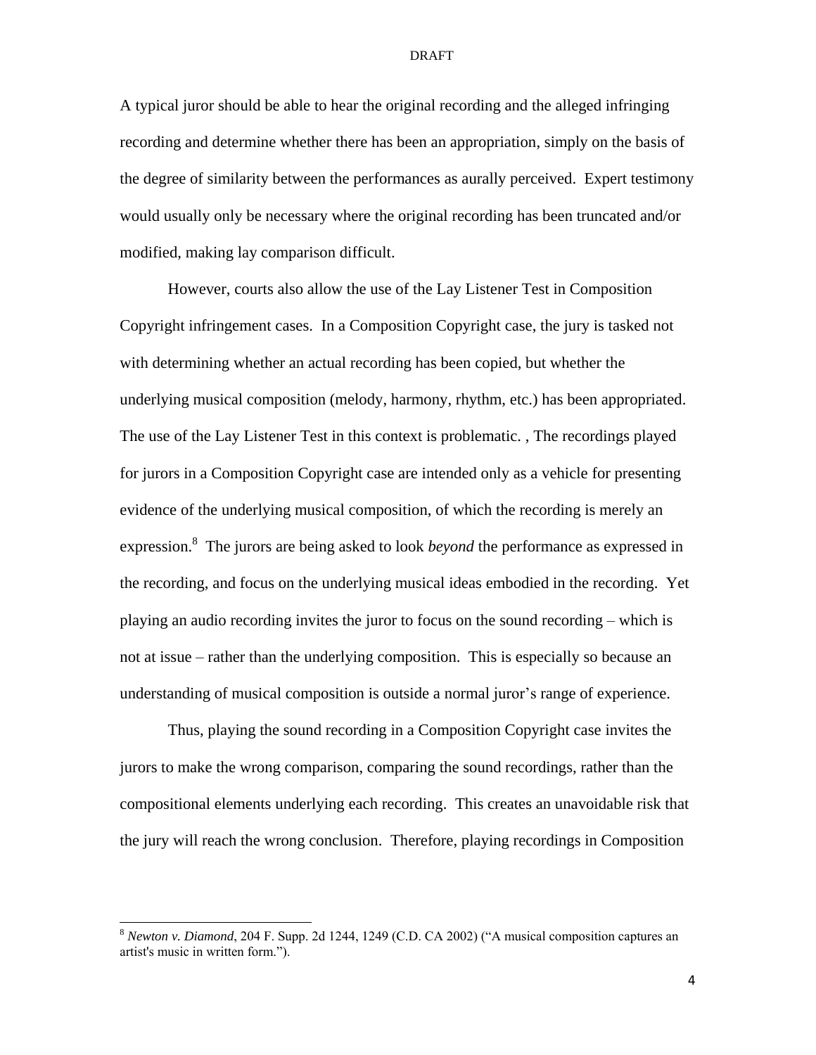A typical juror should be able to hear the original recording and the alleged infringing recording and determine whether there has been an appropriation, simply on the basis of the degree of similarity between the performances as aurally perceived. Expert testimony would usually only be necessary where the original recording has been truncated and/or modified, making lay comparison difficult.

However, courts also allow the use of the Lay Listener Test in Composition Copyright infringement cases. In a Composition Copyright case, the jury is tasked not with determining whether an actual recording has been copied, but whether the underlying musical composition (melody, harmony, rhythm, etc.) has been appropriated. The use of the Lay Listener Test in this context is problematic. , The recordings played for jurors in a Composition Copyright case are intended only as a vehicle for presenting evidence of the underlying musical composition, of which the recording is merely an expression.[8] The jurors are being asked to look *beyond* the performance as expressed in the recording, and focus on the underlying musical ideas embodied in the recording. Yet playing an audio recording invites the juror to focus on the sound recording – which is not at issue – rather than the underlying composition. This is especially so because an understanding of musical composition is outside a normal juror's range of experience.

Thus, playing the sound recording in a Composition Copyright case invites the jurors to make the wrong comparison, comparing the sound recordings, rather than the compositional elements underlying each recording. This creates an unavoidable risk that the jury will reach the wrong conclusion. Therefore, playing recordings in Composition

---

[8] *Newton v. Diamond*, 204 F. Supp. 2d 1244, 1249 (C.D. CA 2002) ("A musical composition captures an artist's music in written form.").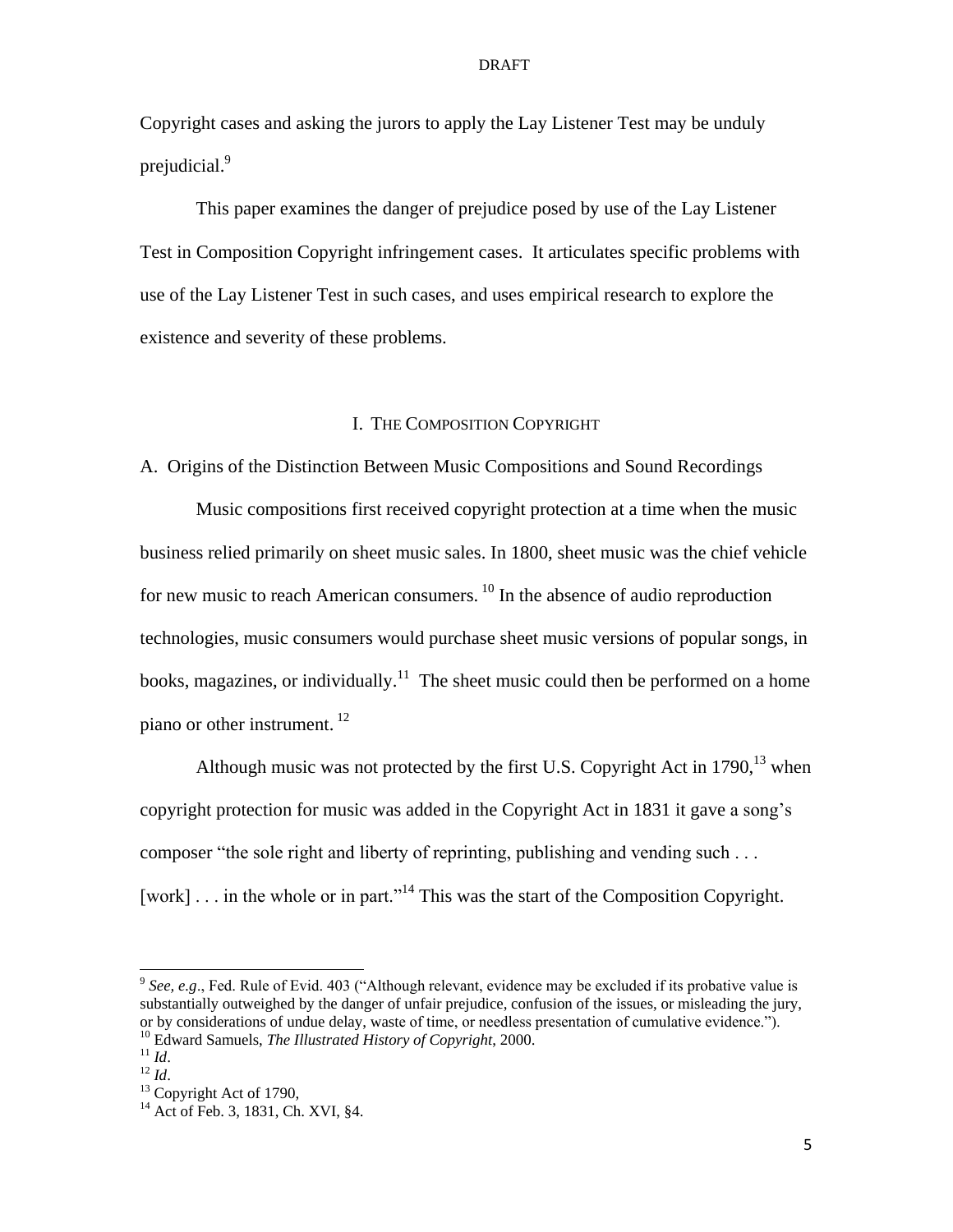Copyright cases and asking the jurors to apply the Lay Listener Test may be unduly prejudicial.[9]

This paper examines the danger of prejudice posed by use of the Lay Listener Test in Composition Copyright infringement cases. It articulates specific problems with use of the Lay Listener Test in such cases, and uses empirical research to explore the existence and severity of these problems.

## I. THE COMPOSITION COPYRIGHT

### A. Origins of the Distinction Between Music Compositions and Sound Recordings

Music compositions first received copyright protection at a time when the music business relied primarily on sheet music sales. In 1800, sheet music was the chief vehicle for new music to reach American consumers.[10] In the absence of audio reproduction technologies, music consumers would purchase sheet music versions of popular songs, in books, magazines, or individually.[11] The sheet music could then be performed on a home piano or other instrument.[12]

Although music was not protected by the first U.S. Copyright Act in 1790,[13] when copyright protection for music was added in the Copyright Act in 1831 it gave a song's composer "the sole right and liberty of reprinting, publishing and vending such . . . [work] . . . in the whole or in part."[14] This was the start of the Composition Copyright.

---

[9] *See, e.g*., Fed. Rule of Evid. 403 ("Although relevant, evidence may be excluded if its probative value is substantially outweighed by the danger of unfair prejudice, confusion of the issues, or misleading the jury, or by considerations of undue delay, waste of time, or needless presentation of cumulative evidence.").

[10] Edward Samuels, *The Illustrated History of Copyright*, 2000.

[11] *Id*.

[12] *Id*.

[13] Copyright Act of 1790,

[14] Act of Feb. 3, 1831, Ch. XVI, §4.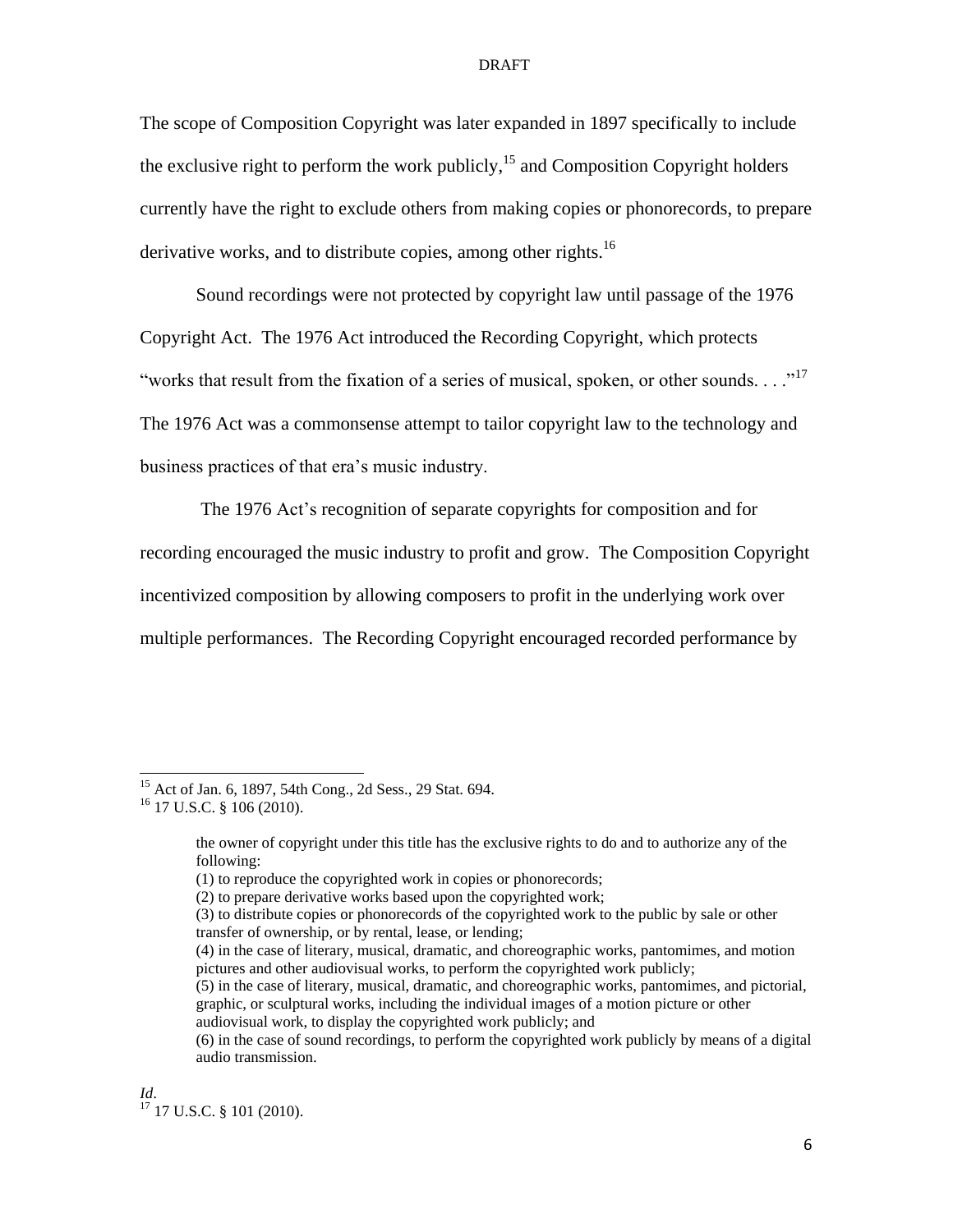The scope of Composition Copyright was later expanded in 1897 specifically to include the exclusive right to perform the work publicly,[15] and Composition Copyright holders currently have the right to exclude others from making copies or phonorecords, to prepare derivative works, and to distribute copies, among other rights.[16]

Sound recordings were not protected by copyright law until passage of the 1976 Copyright Act. The 1976 Act introduced the Recording Copyright, which protects "works that result from the fixation of a series of musical, spoken, or other sounds. . . ."[17] The 1976 Act was a commonsense attempt to tailor copyright law to the technology and business practices of that era's music industry.

The 1976 Act's recognition of separate copyrights for composition and for recording encouraged the music industry to profit and grow. The Composition Copyright incentivized composition by allowing composers to profit in the underlying work over multiple performances. The Recording Copyright encouraged recorded performance by

---

[15] Act of Jan. 6, 1897, 54th Cong., 2d Sess., 29 Stat. 694.

[16] 17 U.S.C. § 106 (2010).

> the owner of copyright under this title has the exclusive rights to do and to authorize any of the following:
> (1) to reproduce the copyrighted work in copies or phonorecords;
> (2) to prepare derivative works based upon the copyrighted work;
> (3) to distribute copies or phonorecords of the copyrighted work to the public by sale or other transfer of ownership, or by rental, lease, or lending;
> (4) in the case of literary, musical, dramatic, and choreographic works, pantomimes, and motion pictures and other audiovisual works, to perform the copyrighted work publicly;
> (5) in the case of literary, musical, dramatic, and choreographic works, pantomimes, and pictorial, graphic, or sculptural works, including the individual images of a motion picture or other audiovisual work, to display the copyrighted work publicly; and
> (6) in the case of sound recordings, to perform the copyrighted work publicly by means of a digital audio transmission.

*Id*.

[17] 17 U.S.C. § 101 (2010).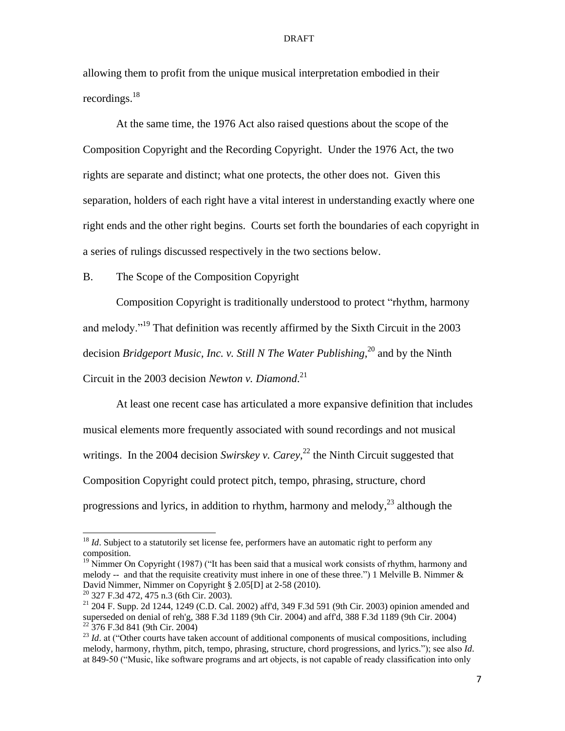allowing them to profit from the unique musical interpretation embodied in their recordings.[18]

At the same time, the 1976 Act also raised questions about the scope of the Composition Copyright and the Recording Copyright. Under the 1976 Act, the two rights are separate and distinct; what one protects, the other does not. Given this separation, holders of each right have a vital interest in understanding exactly where one right ends and the other right begins. Courts set forth the boundaries of each copyright in a series of rulings discussed respectively in the two sections below.

B. The Scope of the Composition Copyright

Composition Copyright is traditionally understood to protect "rhythm, harmony and melody."[19] That definition was recently affirmed by the Sixth Circuit in the 2003 decision *Bridgeport Music, Inc. v. Still N The Water Publishing*,[20] and by the Ninth Circuit in the 2003 decision *Newton v. Diamond*.[21]

At least one recent case has articulated a more expansive definition that includes musical elements more frequently associated with sound recordings and not musical writings. In the 2004 decision *Swirskey v. Carey*,[22] the Ninth Circuit suggested that Composition Copyright could protect pitch, tempo, phrasing, structure, chord progressions and lyrics, in addition to rhythm, harmony and melody,[23] although the

---

[18] *Id*. Subject to a statutorily set license fee, performers have an automatic right to perform any composition.

[19] Nimmer On Copyright (1987) ("It has been said that a musical work consists of rhythm, harmony and melody -- and that the requisite creativity must inhere in one of these three.") 1 Melville B. Nimmer & David Nimmer, Nimmer on Copyright § 2.05[D] at 2-58 (2010).

[20] 327 F.3d 472, 475 n.3 (6th Cir. 2003).

[21] 204 F. Supp. 2d 1244, 1249 (C.D. Cal. 2002) aff'd, 349 F.3d 591 (9th Cir. 2003) opinion amended and superseded on denial of reh'g, 388 F.3d 1189 (9th Cir. 2004) and aff'd, 388 F.3d 1189 (9th Cir. 2004)

[22] 376 F.3d 841 (9th Cir. 2004)

[23] *Id*. at ("Other courts have taken account of additional components of musical compositions, including melody, harmony, rhythm, pitch, tempo, phrasing, structure, chord progressions, and lyrics."); see also *Id*. at 849-50 ("Music, like software programs and art objects, is not capable of ready classification into only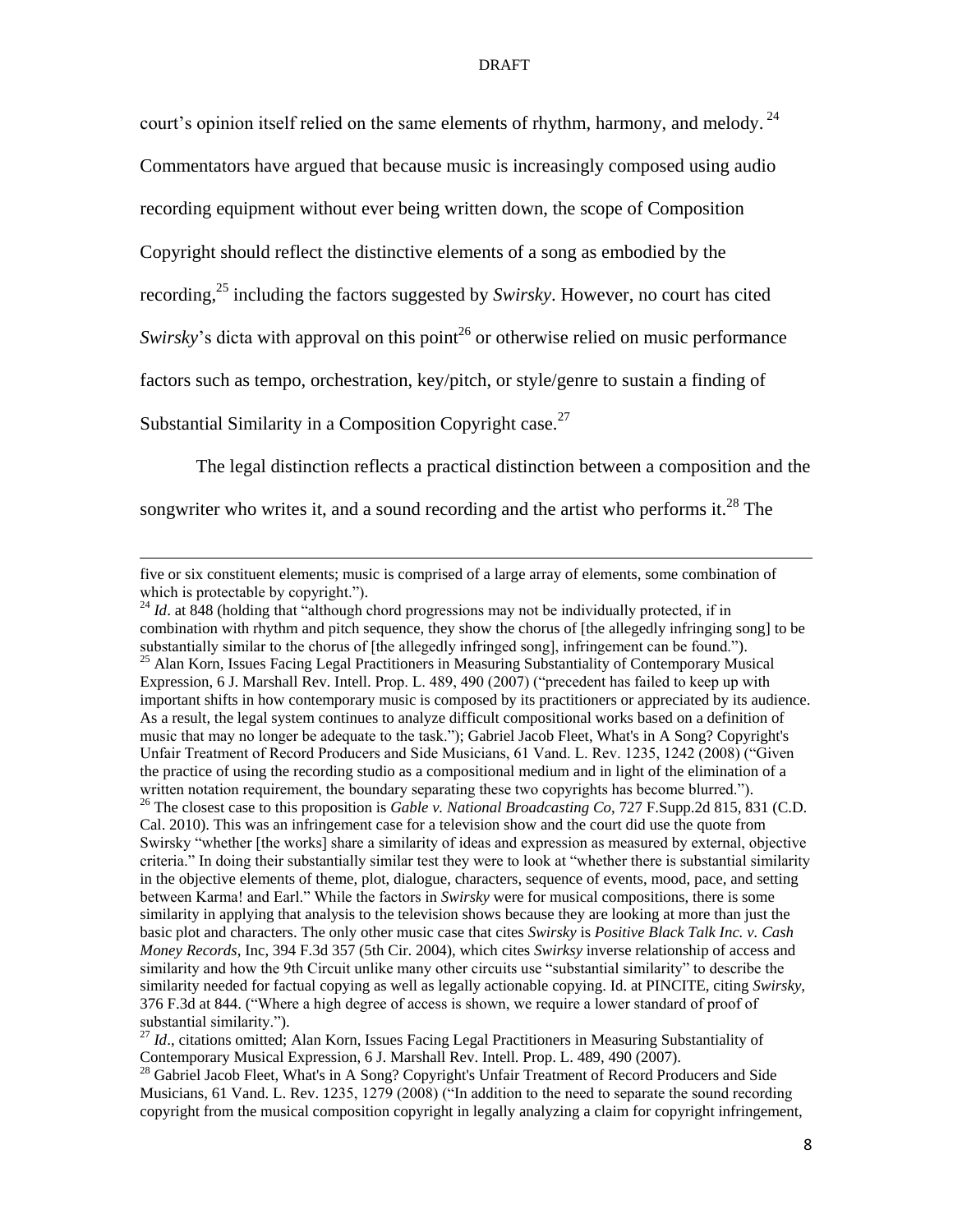court's opinion itself relied on the same elements of rhythm, harmony, and melody.[24] Commentators have argued that because music is increasingly composed using audio recording equipment without ever being written down, the scope of Composition Copyright should reflect the distinctive elements of a song as embodied by the recording,[25] including the factors suggested by *Swirsky*. However, no court has cited *Swirsky*'s dicta with approval on this point[26] or otherwise relied on music performance factors such as tempo, orchestration, key/pitch, or style/genre to sustain a finding of Substantial Similarity in a Composition Copyright case.[27]

The legal distinction reflects a practical distinction between a composition and the songwriter who writes it, and a sound recording and the artist who performs it.[28] The

---

five or six constituent elements; music is comprised of a large array of elements, some combination of which is protectable by copyright.").

[24] *Id*. at 848 (holding that "although chord progressions may not be individually protected, if in combination with rhythm and pitch sequence, they show the chorus of [the allegedly infringing song] to be substantially similar to the chorus of [the allegedly infringed song], infringement can be found.").

[25] Alan Korn, Issues Facing Legal Practitioners in Measuring Substantiality of Contemporary Musical Expression, 6 J. Marshall Rev. Intell. Prop. L. 489, 490 (2007) ("precedent has failed to keep up with important shifts in how contemporary music is composed by its practitioners or appreciated by its audience. As a result, the legal system continues to analyze difficult compositional works based on a definition of music that may no longer be adequate to the task."); Gabriel Jacob Fleet, What's in A Song? Copyright's Unfair Treatment of Record Producers and Side Musicians, 61 Vand. L. Rev. 1235, 1242 (2008) ("Given the practice of using the recording studio as a compositional medium and in light of the elimination of a written notation requirement, the boundary separating these two copyrights has become blurred.").

[26] The closest case to this proposition is *Gable v. National Broadcasting Co*, 727 F.Supp.2d 815, 831 (C.D. Cal. 2010). This was an infringement case for a television show and the court did use the quote from Swirsky "whether [the works] share a similarity of ideas and expression as measured by external, objective criteria." In doing their substantially similar test they were to look at "whether there is substantial similarity in the objective elements of theme, plot, dialogue, characters, sequence of events, mood, pace, and setting between Karma! and Earl." While the factors in *Swirsky* were for musical compositions, there is some similarity in applying that analysis to the television shows because they are looking at more than just the basic plot and characters. The only other music case that cites *Swirsky* is *Positive Black Talk Inc. v. Cash Money Records*, Inc, 394 F.3d 357 (5th Cir. 2004), which cites *Swirksy* inverse relationship of access and similarity and how the 9th Circuit unlike many other circuits use "substantial similarity" to describe the similarity needed for factual copying as well as legally actionable copying. Id. at PINCITE, citing *Swirsky*, 376 F.3d at 844. ("Where a high degree of access is shown, we require a lower standard of proof of substantial similarity.").

[27] *Id*., citations omitted; Alan Korn, Issues Facing Legal Practitioners in Measuring Substantiality of Contemporary Musical Expression, 6 J. Marshall Rev. Intell. Prop. L. 489, 490 (2007).

[28] Gabriel Jacob Fleet, What's in A Song? Copyright's Unfair Treatment of Record Producers and Side Musicians, 61 Vand. L. Rev. 1235, 1279 (2008) ("In addition to the need to separate the sound recording copyright from the musical composition copyright in legally analyzing a claim for copyright infringement,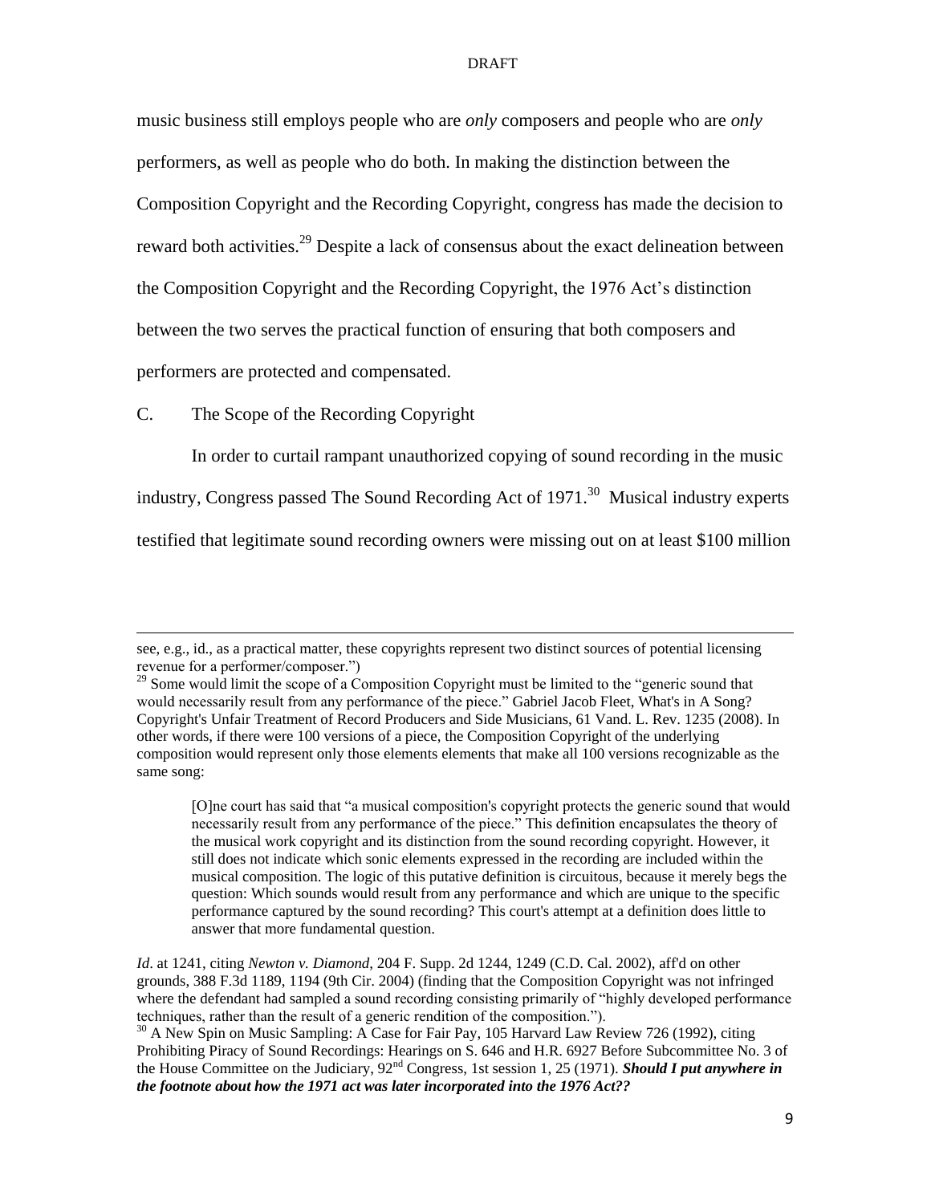music business still employs people who are *only* composers and people who are *only* performers, as well as people who do both. In making the distinction between the Composition Copyright and the Recording Copyright, congress has made the decision to reward both activities.[29] Despite a lack of consensus about the exact delineation between the Composition Copyright and the Recording Copyright, the 1976 Act's distinction between the two serves the practical function of ensuring that both composers and performers are protected and compensated.

C. The Scope of the Recording Copyright

In order to curtail rampant unauthorized copying of sound recording in the music industry, Congress passed The Sound Recording Act of 1971.[30] Musical industry experts testified that legitimate sound recording owners were missing out on at least $100 million

---

see, e.g., id., as a practical matter, these copyrights represent two distinct sources of potential licensing revenue for a performer/composer.")

[29] Some would limit the scope of a Composition Copyright must be limited to the "generic sound that would necessarily result from any performance of the piece." Gabriel Jacob Fleet, What's in A Song? Copyright's Unfair Treatment of Record Producers and Side Musicians, 61 Vand. L. Rev. 1235 (2008). In other words, if there were 100 versions of a piece, the Composition Copyright of the underlying composition would represent only those elements elements that make all 100 versions recognizable as the same song:

> [O]ne court has said that "a musical composition's copyright protects the generic sound that would necessarily result from any performance of the piece." This definition encapsulates the theory of the musical work copyright and its distinction from the sound recording copyright. However, it still does not indicate which sonic elements expressed in the recording are included within the musical composition. The logic of this putative definition is circuitous, because it merely begs the question: Which sounds would result from any performance and which are unique to the specific performance captured by the sound recording? This court's attempt at a definition does little to answer that more fundamental question.

*Id*. at 1241, citing *Newton v. Diamond*, 204 F. Supp. 2d 1244, 1249 (C.D. Cal. 2002), aff'd on other grounds, 388 F.3d 1189, 1194 (9th Cir. 2004) (finding that the Composition Copyright was not infringed where the defendant had sampled a sound recording consisting primarily of "highly developed performance techniques, rather than the result of a generic rendition of the composition.").

[30] A New Spin on Music Sampling: A Case for Fair Pay, 105 Harvard Law Review 726 (1992), citing Prohibiting Piracy of Sound Recordings: Hearings on S. 646 and H.R. 6927 Before Subcommittee No. 3 of the House Committee on the Judiciary, 92nd Congress, 1st session 1, 25 (1971). ***Should I put anywhere in the footnote about how the 1971 act was later incorporated into the 1976 Act??***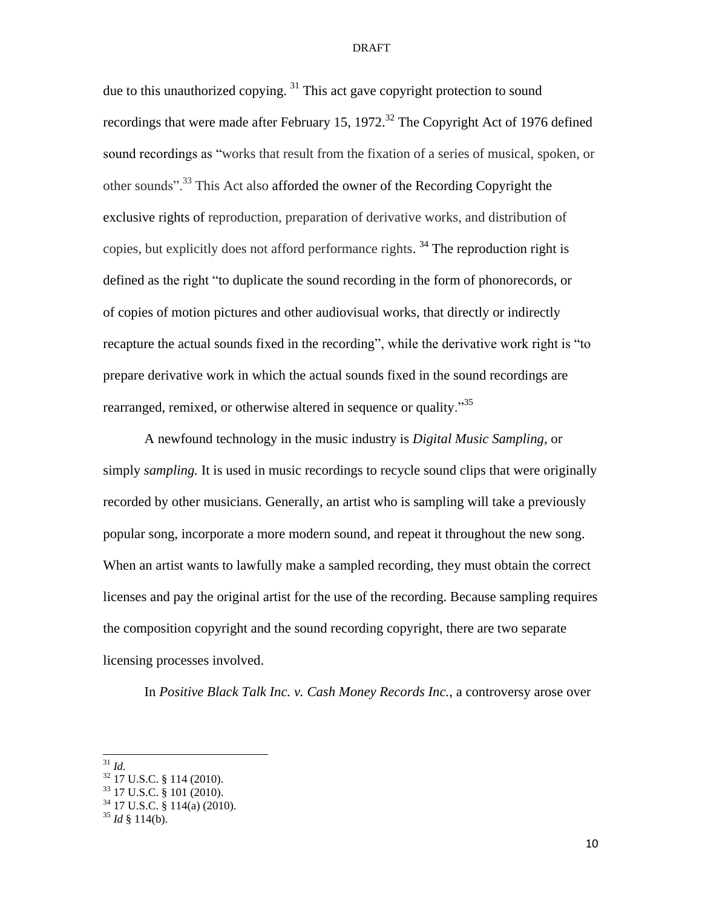due to this unauthorized copying. [31] This act gave copyright protection to sound recordings that were made after February 15, 1972.[32] The Copyright Act of 1976 defined sound recordings as "works that result from the fixation of a series of musical, spoken, or other sounds".[33] This Act also afforded the owner of the Recording Copyright the exclusive rights of reproduction, preparation of derivative works, and distribution of copies, but explicitly does not afford performance rights. [34] The reproduction right is defined as the right "to duplicate the sound recording in the form of phonorecords, or of copies of motion pictures and other audiovisual works, that directly or indirectly recapture the actual sounds fixed in the recording", while the derivative work right is "to prepare derivative work in which the actual sounds fixed in the sound recordings are rearranged, remixed, or otherwise altered in sequence or quality."[35]

A newfound technology in the music industry is *Digital Music Sampling*, or simply *sampling.* It is used in music recordings to recycle sound clips that were originally recorded by other musicians. Generally, an artist who is sampling will take a previously popular song, incorporate a more modern sound, and repeat it throughout the new song. When an artist wants to lawfully make a sampled recording, they must obtain the correct licenses and pay the original artist for the use of the recording. Because sampling requires the composition copyright and the sound recording copyright, there are two separate licensing processes involved.

In *Positive Black Talk Inc. v. Cash Money Records Inc.*, a controversy arose over

---

[31] *Id.*
[32] 17 U.S.C. § 114 (2010).
[33] 17 U.S.C. § 101 (2010).
[34] 17 U.S.C. § 114(a) (2010).
[35] *Id* § 114(b).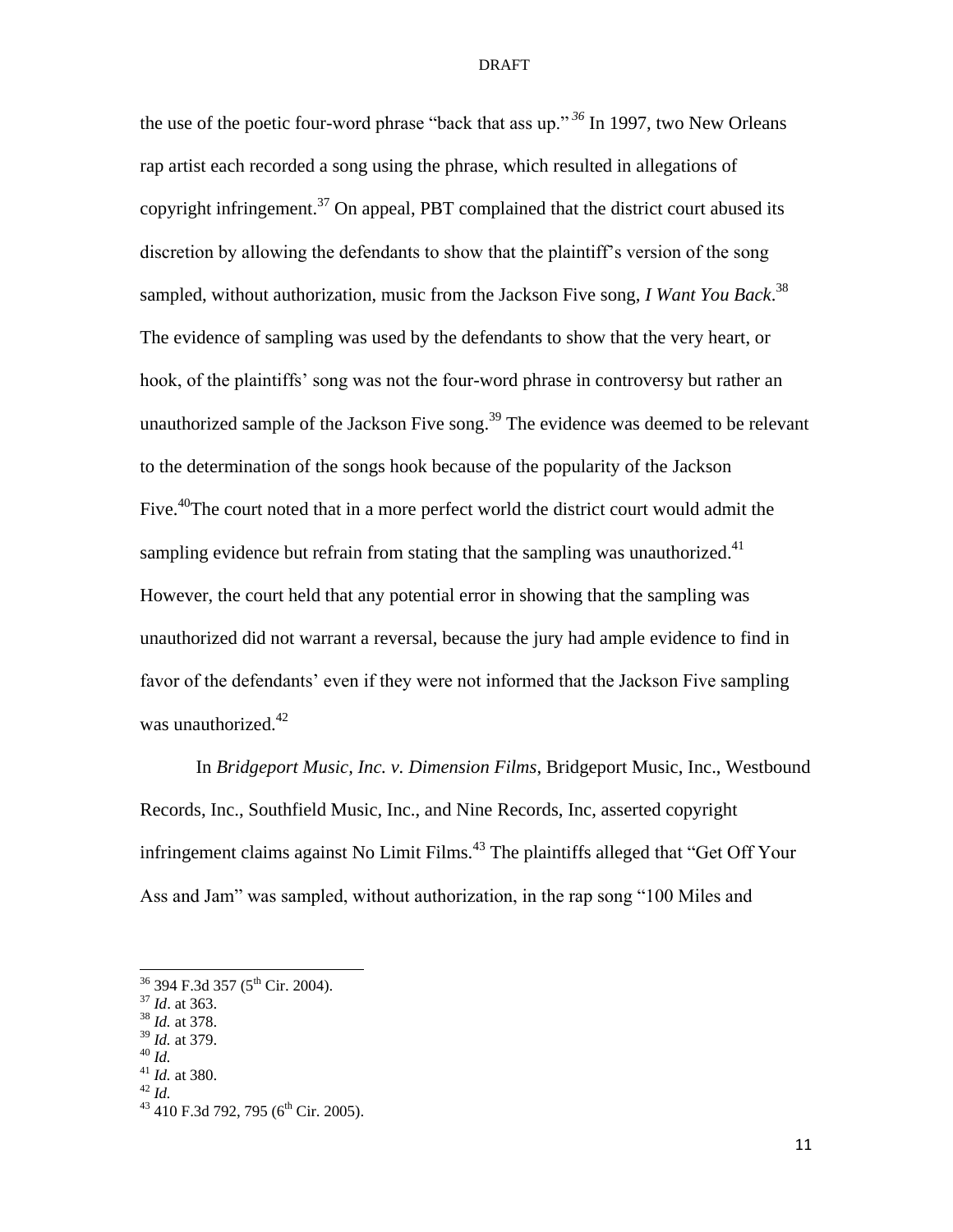the use of the poetic four-word phrase "back that ass up."[36] In 1997, two New Orleans rap artist each recorded a song using the phrase, which resulted in allegations of copyright infringement.[37] On appeal, PBT complained that the district court abused its discretion by allowing the defendants to show that the plaintiff's version of the song sampled, without authorization, music from the Jackson Five song, *I Want You Back*.[38] The evidence of sampling was used by the defendants to show that the very heart, or hook, of the plaintiffs' song was not the four-word phrase in controversy but rather an unauthorized sample of the Jackson Five song.[39] The evidence was deemed to be relevant to the determination of the songs hook because of the popularity of the Jackson Five.[40]The court noted that in a more perfect world the district court would admit the sampling evidence but refrain from stating that the sampling was unauthorized.[41] However, the court held that any potential error in showing that the sampling was unauthorized did not warrant a reversal, because the jury had ample evidence to find in favor of the defendants' even if they were not informed that the Jackson Five sampling was unauthorized.[42]

In *Bridgeport Music, Inc. v. Dimension Films*, Bridgeport Music, Inc., Westbound Records, Inc., Southfield Music, Inc., and Nine Records, Inc, asserted copyright infringement claims against No Limit Films.[43] The plaintiffs alleged that "Get Off Your Ass and Jam" was sampled, without authorization, in the rap song "100 Miles and

---

[36] 394 F.3d 357 (5th Cir. 2004).
[37] *Id*. at 363.
[38] *Id.* at 378.
[39] *Id.* at 379.
[40] *Id.*
[41] *Id.* at 380.
[42] *Id.*
[43] 410 F.3d 792, 795 (6th Cir. 2005).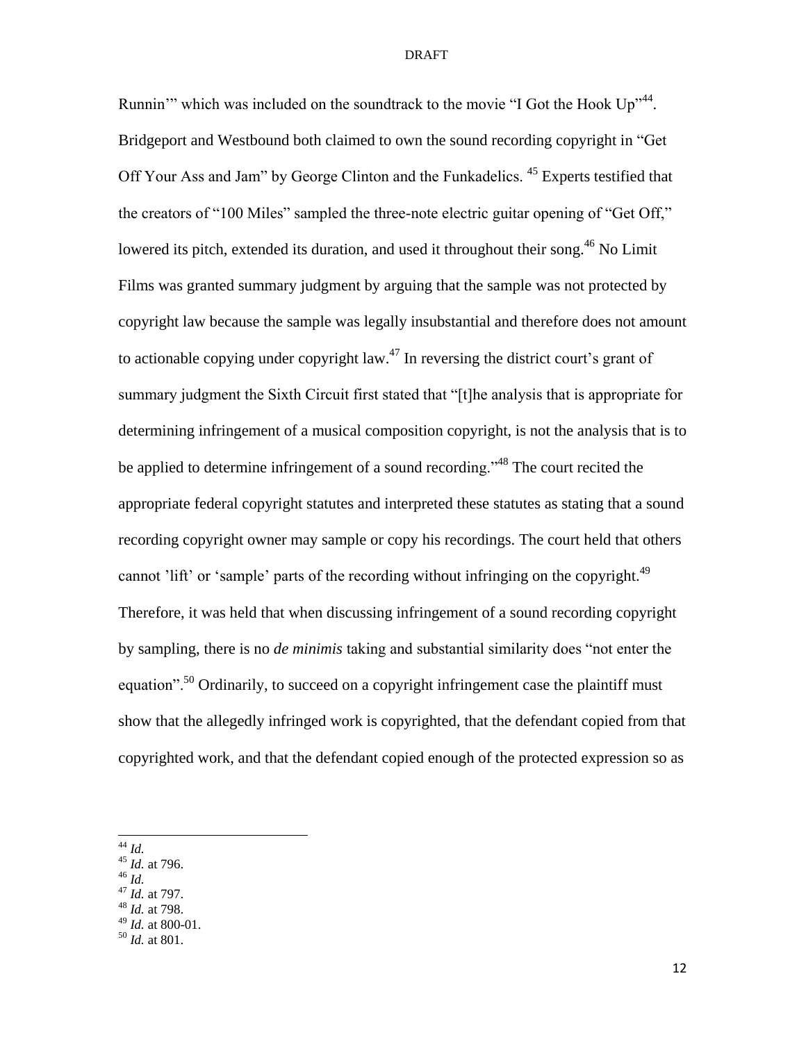Runnin'" which was included on the soundtrack to the movie "I Got the Hook Up"[44]. Bridgeport and Westbound both claimed to own the sound recording copyright in "Get Off Your Ass and Jam" by George Clinton and the Funkadelics. [45] Experts testified that the creators of "100 Miles" sampled the three-note electric guitar opening of "Get Off," lowered its pitch, extended its duration, and used it throughout their song.[46] No Limit Films was granted summary judgment by arguing that the sample was not protected by copyright law because the sample was legally insubstantial and therefore does not amount to actionable copying under copyright law.[47] In reversing the district court's grant of summary judgment the Sixth Circuit first stated that "[t]he analysis that is appropriate for determining infringement of a musical composition copyright, is not the analysis that is to be applied to determine infringement of a sound recording."[48] The court recited the appropriate federal copyright statutes and interpreted these statutes as stating that a sound recording copyright owner may sample or copy his recordings. The court held that others cannot 'lift' or 'sample' parts of the recording without infringing on the copyright.[49] Therefore, it was held that when discussing infringement of a sound recording copyright by sampling, there is no *de minimis* taking and substantial similarity does "not enter the equation".[50] Ordinarily, to succeed on a copyright infringement case the plaintiff must show that the allegedly infringed work is copyrighted, that the defendant copied from that copyrighted work, and that the defendant copied enough of the protected expression so as

---

[44] *Id.*
[45] *Id.* at 796.
[46] *Id.*
[47] *Id.* at 797.
[48] *Id.* at 798.
[49] *Id.* at 800-01.
[50] *Id.* at 801.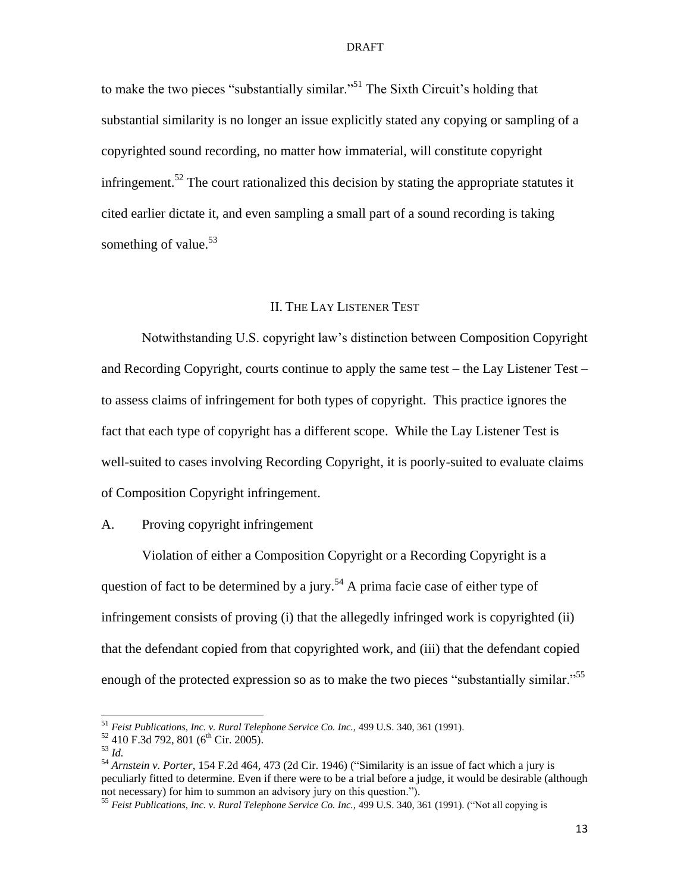to make the two pieces "substantially similar."[51] The Sixth Circuit's holding that substantial similarity is no longer an issue explicitly stated any copying or sampling of a copyrighted sound recording, no matter how immaterial, will constitute copyright infringement.[52] The court rationalized this decision by stating the appropriate statutes it cited earlier dictate it, and even sampling a small part of a sound recording is taking something of value.[53]

## II. The Lay Listener Test

Notwithstanding U.S. copyright law's distinction between Composition Copyright and Recording Copyright, courts continue to apply the same test – the Lay Listener Test – to assess claims of infringement for both types of copyright. This practice ignores the fact that each type of copyright has a different scope. While the Lay Listener Test is well-suited to cases involving Recording Copyright, it is poorly-suited to evaluate claims of Composition Copyright infringement.

### A. Proving copyright infringement

Violation of either a Composition Copyright or a Recording Copyright is a question of fact to be determined by a jury.[54] A prima facie case of either type of infringement consists of proving (i) that the allegedly infringed work is copyrighted (ii) that the defendant copied from that copyrighted work, and (iii) that the defendant copied enough of the protected expression so as to make the two pieces "substantially similar."[55]

---

[51] *Feist Publications, Inc. v. Rural Telephone Service Co. Inc.*, 499 U.S. 340, 361 (1991).

[52] 410 F.3d 792, 801 (6th Cir. 2005).

[53] *Id.*

[54] *Arnstein v. Porter*, 154 F.2d 464, 473 (2d Cir. 1946) ("Similarity is an issue of fact which a jury is peculiarly fitted to determine. Even if there were to be a trial before a judge, it would be desirable (although not necessary) for him to summon an advisory jury on this question.").

[55] *Feist Publications, Inc. v. Rural Telephone Service Co. Inc.*, 499 U.S. 340, 361 (1991). ("Not all copying is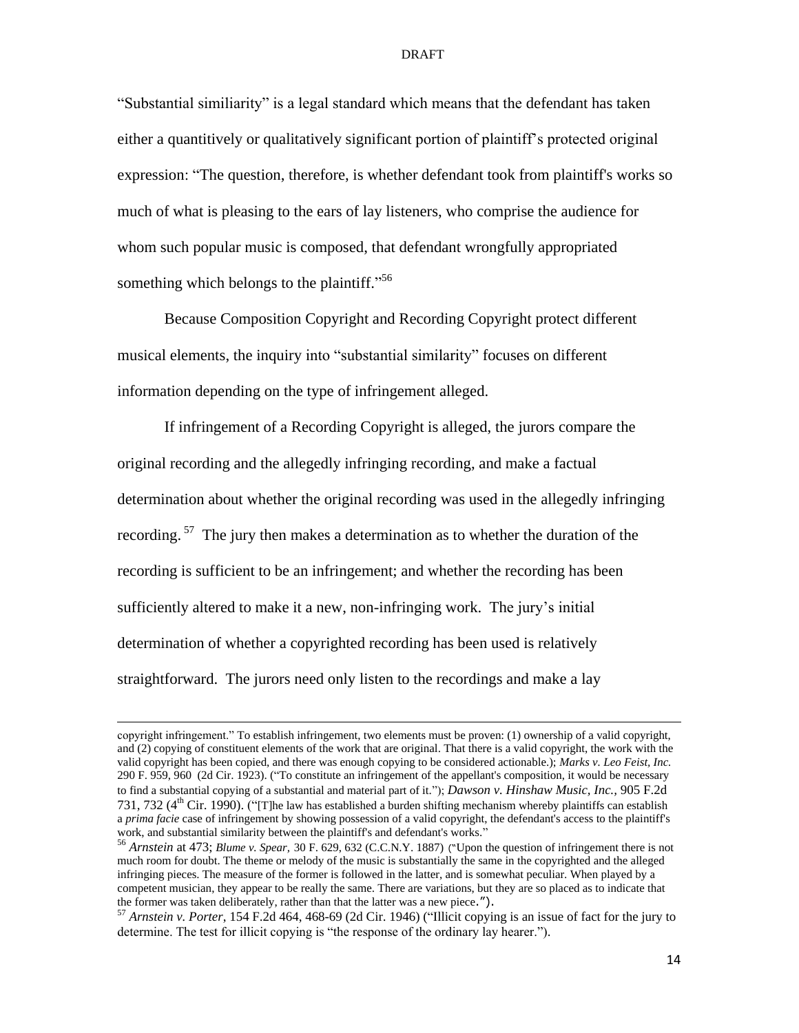"Substantial similiarity" is a legal standard which means that the defendant has taken either a quantitively or qualitatively significant portion of plaintiff's protected original expression: "The question, therefore, is whether defendant took from plaintiff's works so much of what is pleasing to the ears of lay listeners, who comprise the audience for whom such popular music is composed, that defendant wrongfully appropriated something which belongs to the plaintiff."[56]

Because Composition Copyright and Recording Copyright protect different musical elements, the inquiry into "substantial similarity" focuses on different information depending on the type of infringement alleged.

If infringement of a Recording Copyright is alleged, the jurors compare the original recording and the allegedly infringing recording, and make a factual determination about whether the original recording was used in the allegedly infringing recording. [57] The jury then makes a determination as to whether the duration of the recording is sufficient to be an infringement; and whether the recording has been sufficiently altered to make it a new, non-infringing work. The jury's initial determination of whether a copyrighted recording has been used is relatively straightforward. The jurors need only listen to the recordings and make a lay

---

copyright infringement." To establish infringement, two elements must be proven: (1) ownership of a valid copyright, and (2) copying of constituent elements of the work that are original. That there is a valid copyright, the work with the valid copyright has been copied, and there was enough copying to be considered actionable.); *Marks v. Leo Feist, Inc.* 290 F. 959, 960 (2d Cir. 1923). ("To constitute an infringement of the appellant's composition, it would be necessary to find a substantial copying of a substantial and material part of it."); *Dawson v. Hinshaw Music, Inc.*, 905 F.2d 731, 732 (4th Cir. 1990). ("[T]he law has established a burden shifting mechanism whereby plaintiffs can establish a *prima facie* case of infringement by showing possession of a valid copyright, the defendant's access to the plaintiff's work, and substantial similarity between the plaintiff's and defendant's works."

[56] *Arnstein* at 473; *Blume v. Spear,* 30 F. 629, 632 (C.C.N.Y. 1887) ("Upon the question of infringement there is not much room for doubt. The theme or melody of the music is substantially the same in the copyrighted and the alleged infringing pieces. The measure of the former is followed in the latter, and is somewhat peculiar. When played by a competent musician, they appear to be really the same. There are variations, but they are so placed as to indicate that the former was taken deliberately, rather than that the latter was a new piece.").

[57] *Arnstein v. Porter*, 154 F.2d 464, 468-69 (2d Cir. 1946) ("Illicit copying is an issue of fact for the jury to determine. The test for illicit copying is "the response of the ordinary lay hearer.").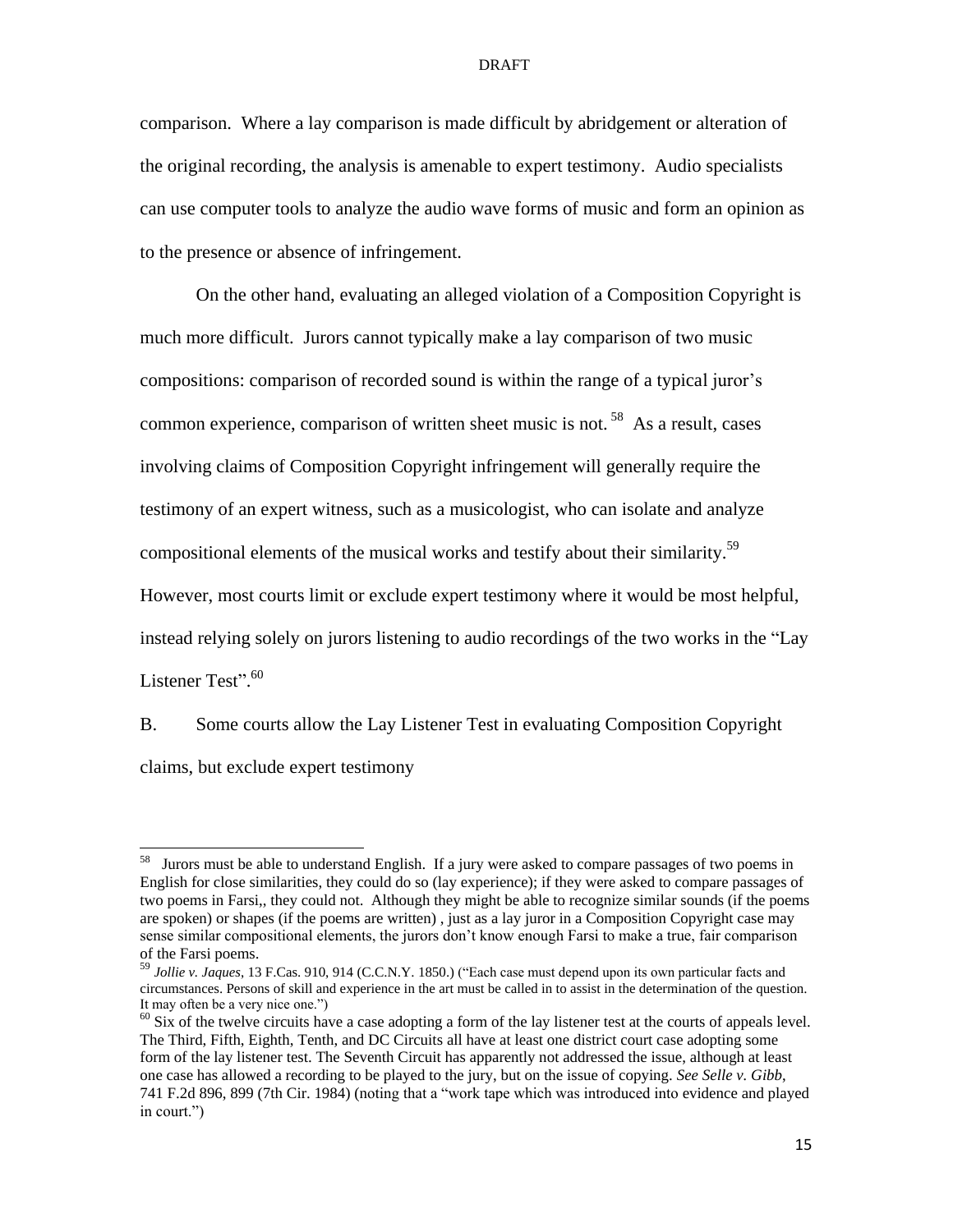comparison. Where a lay comparison is made difficult by abridgement or alteration of the original recording, the analysis is amenable to expert testimony. Audio specialists can use computer tools to analyze the audio wave forms of music and form an opinion as to the presence or absence of infringement.

On the other hand, evaluating an alleged violation of a Composition Copyright is much more difficult. Jurors cannot typically make a lay comparison of two music compositions: comparison of recorded sound is within the range of a typical juror's common experience, comparison of written sheet music is not.[58] As a result, cases involving claims of Composition Copyright infringement will generally require the testimony of an expert witness, such as a musicologist, who can isolate and analyze compositional elements of the musical works and testify about their similarity.[59] However, most courts limit or exclude expert testimony where it would be most helpful, instead relying solely on jurors listening to audio recordings of the two works in the "Lay Listener Test".[60]

B. Some courts allow the Lay Listener Test in evaluating Composition Copyright claims, but exclude expert testimony

---

[58] Jurors must be able to understand English. If a jury were asked to compare passages of two poems in English for close similarities, they could do so (lay experience); if they were asked to compare passages of two poems in Farsi,, they could not. Although they might be able to recognize similar sounds (if the poems are spoken) or shapes (if the poems are written) , just as a lay juror in a Composition Copyright case may sense similar compositional elements, the jurors don't know enough Farsi to make a true, fair comparison of the Farsi poems.

[59] *Jollie v. Jaques*, 13 F.Cas. 910, 914 (C.C.N.Y. 1850.) ("Each case must depend upon its own particular facts and circumstances. Persons of skill and experience in the art must be called in to assist in the determination of the question. It may often be a very nice one.")

[60] Six of the twelve circuits have a case adopting a form of the lay listener test at the courts of appeals level. The Third, Fifth, Eighth, Tenth, and DC Circuits all have at least one district court case adopting some form of the lay listener test. The Seventh Circuit has apparently not addressed the issue, although at least one case has allowed a recording to be played to the jury, but on the issue of copying. *See Selle v. Gibb*, 741 F.2d 896, 899 (7th Cir. 1984) (noting that a "work tape which was introduced into evidence and played in court.")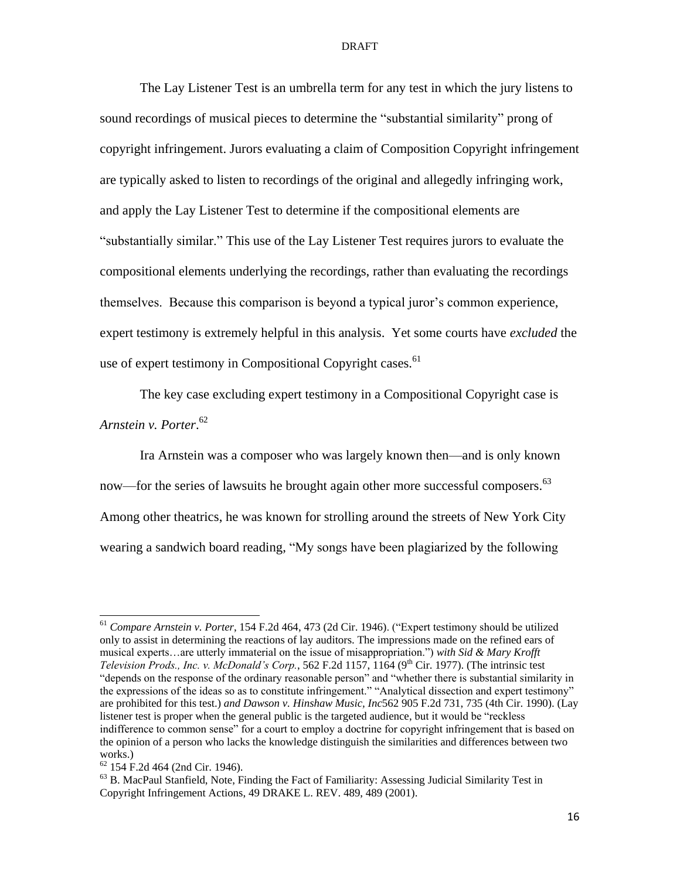The Lay Listener Test is an umbrella term for any test in which the jury listens to sound recordings of musical pieces to determine the "substantial similarity" prong of copyright infringement. Jurors evaluating a claim of Composition Copyright infringement are typically asked to listen to recordings of the original and allegedly infringing work, and apply the Lay Listener Test to determine if the compositional elements are "substantially similar." This use of the Lay Listener Test requires jurors to evaluate the compositional elements underlying the recordings, rather than evaluating the recordings themselves. Because this comparison is beyond a typical juror's common experience, expert testimony is extremely helpful in this analysis. Yet some courts have *excluded* the use of expert testimony in Compositional Copyright cases.[61]

The key case excluding expert testimony in a Compositional Copyright case is *Arnstein v. Porter*.[62]

Ira Arnstein was a composer who was largely known then—and is only known now—for the series of lawsuits he brought again other more successful composers.[63] Among other theatrics, he was known for strolling around the streets of New York City wearing a sandwich board reading, "My songs have been plagiarized by the following

---

[61] *Compare Arnstein v. Porter*, 154 F.2d 464, 473 (2d Cir. 1946). ("Expert testimony should be utilized only to assist in determining the reactions of lay auditors. The impressions made on the refined ears of musical experts…are utterly immaterial on the issue of misappropriation.") *with Sid & Mary Krofft Television Prods., Inc. v. McDonald's Corp.*, 562 F.2d 1157, 1164 (9th Cir. 1977). (The intrinsic test "depends on the response of the ordinary reasonable person" and "whether there is substantial similarity in the expressions of the ideas so as to constitute infringement." "Analytical dissection and expert testimony" are prohibited for this test.) *and Dawson v. Hinshaw Music, Inc*562 905 F.2d 731, 735 (4th Cir. 1990). (Lay listener test is proper when the general public is the targeted audience, but it would be "reckless indifference to common sense" for a court to employ a doctrine for copyright infringement that is based on the opinion of a person who lacks the knowledge distinguish the similarities and differences between two works.)

[62] 154 F.2d 464 (2nd Cir. 1946).

[63] B. MacPaul Stanfield, Note, Finding the Fact of Familiarity: Assessing Judicial Similarity Test in Copyright Infringement Actions, 49 DRAKE L. REV. 489, 489 (2001).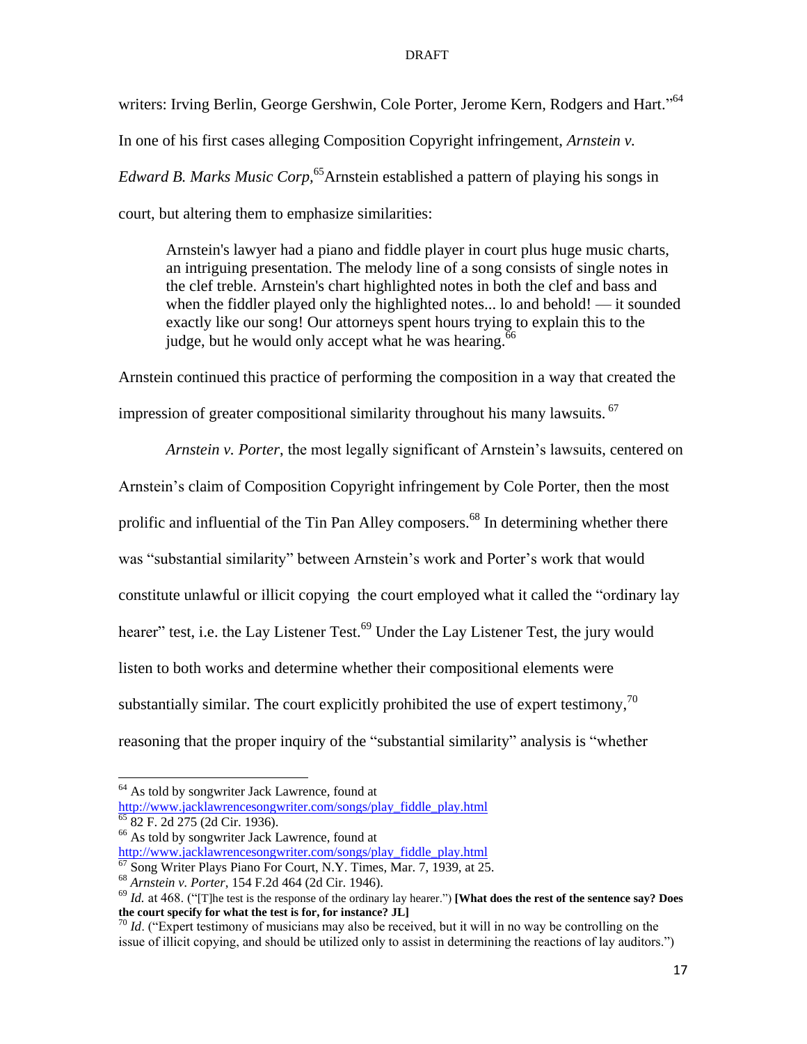writers: Irving Berlin, George Gershwin, Cole Porter, Jerome Kern, Rodgers and Hart."[64] In one of his first cases alleging Composition Copyright infringement, *Arnstein v. Edward B. Marks Music Corp*,[65] Arnstein established a pattern of playing his songs in court, but altering them to emphasize similarities:

> Arnstein's lawyer had a piano and fiddle player in court plus huge music charts, an intriguing presentation. The melody line of a song consists of single notes in the clef treble. Arnstein's chart highlighted notes in both the clef and bass and when the fiddler played only the highlighted notes... lo and behold! — it sounded exactly like our song! Our attorneys spent hours trying to explain this to the judge, but he would only accept what he was hearing.[66]

Arnstein continued this practice of performing the composition in a way that created the impression of greater compositional similarity throughout his many lawsuits. [67]

*Arnstein v. Porter*, the most legally significant of Arnstein's lawsuits, centered on Arnstein's claim of Composition Copyright infringement by Cole Porter, then the most prolific and influential of the Tin Pan Alley composers.[68] In determining whether there was "substantial similarity" between Arnstein's work and Porter's work that would constitute unlawful or illicit copying the court employed what it called the "ordinary lay hearer" test, i.e. the Lay Listener Test.[69] Under the Lay Listener Test, the jury would listen to both works and determine whether their compositional elements were substantially similar. The court explicitly prohibited the use of expert testimony,[70] reasoning that the proper inquiry of the "substantial similarity" analysis is "whether

---

[64] As told by songwriter Jack Lawrence, found at http://www.jacklawrencesongwriter.com/songs/play_fiddle_play.html

[65] 82 F. 2d 275 (2d Cir. 1936).

[66] As told by songwriter Jack Lawrence, found at http://www.jacklawrencesongwriter.com/songs/play_fiddle_play.html

[67] Song Writer Plays Piano For Court, N.Y. Times, Mar. 7, 1939, at 25.

[68] *Arnstein v. Porter*, 154 F.2d 464 (2d Cir. 1946).

[69] *Id.* at 468. ("[T]he test is the response of the ordinary lay hearer.") **[What does the rest of the sentence say? Does the court specify for what the test is for, for instance? JL]**

[70] *Id*. ("Expert testimony of musicians may also be received, but it will in no way be controlling on the issue of illicit copying, and should be utilized only to assist in determining the reactions of lay auditors.")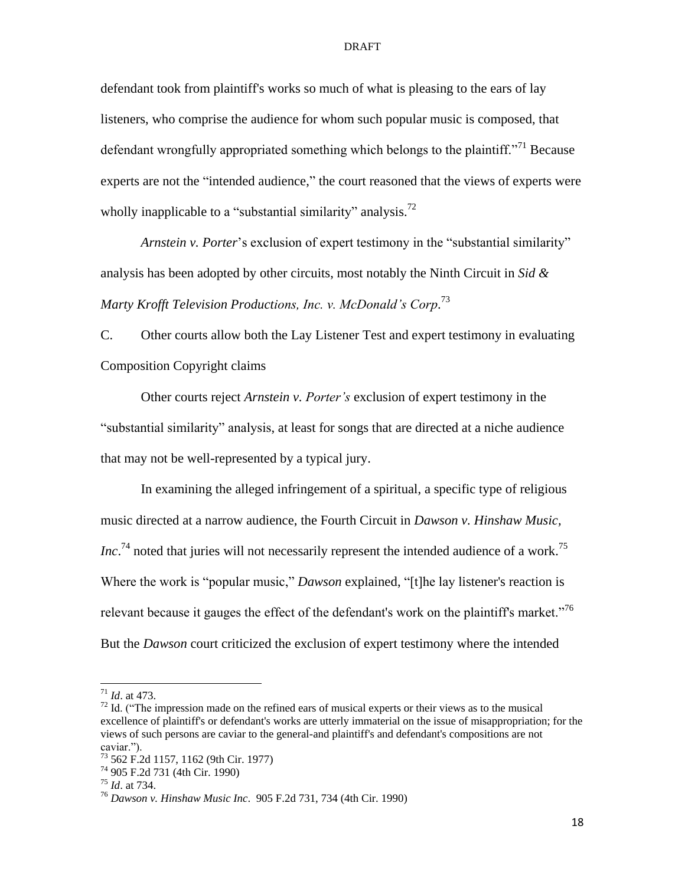defendant took from plaintiff's works so much of what is pleasing to the ears of lay listeners, who comprise the audience for whom such popular music is composed, that defendant wrongfully appropriated something which belongs to the plaintiff."[71] Because experts are not the "intended audience," the court reasoned that the views of experts were wholly inapplicable to a "substantial similarity" analysis.[72]

*Arnstein v. Porter*'s exclusion of expert testimony in the "substantial similarity" analysis has been adopted by other circuits, most notably the Ninth Circuit in *Sid & Marty Krofft Television Productions, Inc. v. McDonald's Corp.*[73]

C. Other courts allow both the Lay Listener Test and expert testimony in evaluating Composition Copyright claims

Other courts reject *Arnstein v. Porter's* exclusion of expert testimony in the "substantial similarity" analysis, at least for songs that are directed at a niche audience that may not be well-represented by a typical jury.

In examining the alleged infringement of a spiritual, a specific type of religious music directed at a narrow audience, the Fourth Circuit in *Dawson v. Hinshaw Music, Inc*.[74] noted that juries will not necessarily represent the intended audience of a work.[75] Where the work is "popular music," *Dawson* explained, "[t]he lay listener's reaction is relevant because it gauges the effect of the defendant's work on the plaintiff's market."[76] But the *Dawson* court criticized the exclusion of expert testimony where the intended

---

[71] *Id*. at 473.

[72] Id. ("The impression made on the refined ears of musical experts or their views as to the musical excellence of plaintiff's or defendant's works are utterly immaterial on the issue of misappropriation; for the views of such persons are caviar to the general-and plaintiff's and defendant's compositions are not caviar.").

[73] 562 F.2d 1157, 1162 (9th Cir. 1977)

[74] 905 F.2d 731 (4th Cir. 1990)

[75] *Id*. at 734.

[76] *Dawson v. Hinshaw Music Inc*. 905 F.2d 731, 734 (4th Cir. 1990)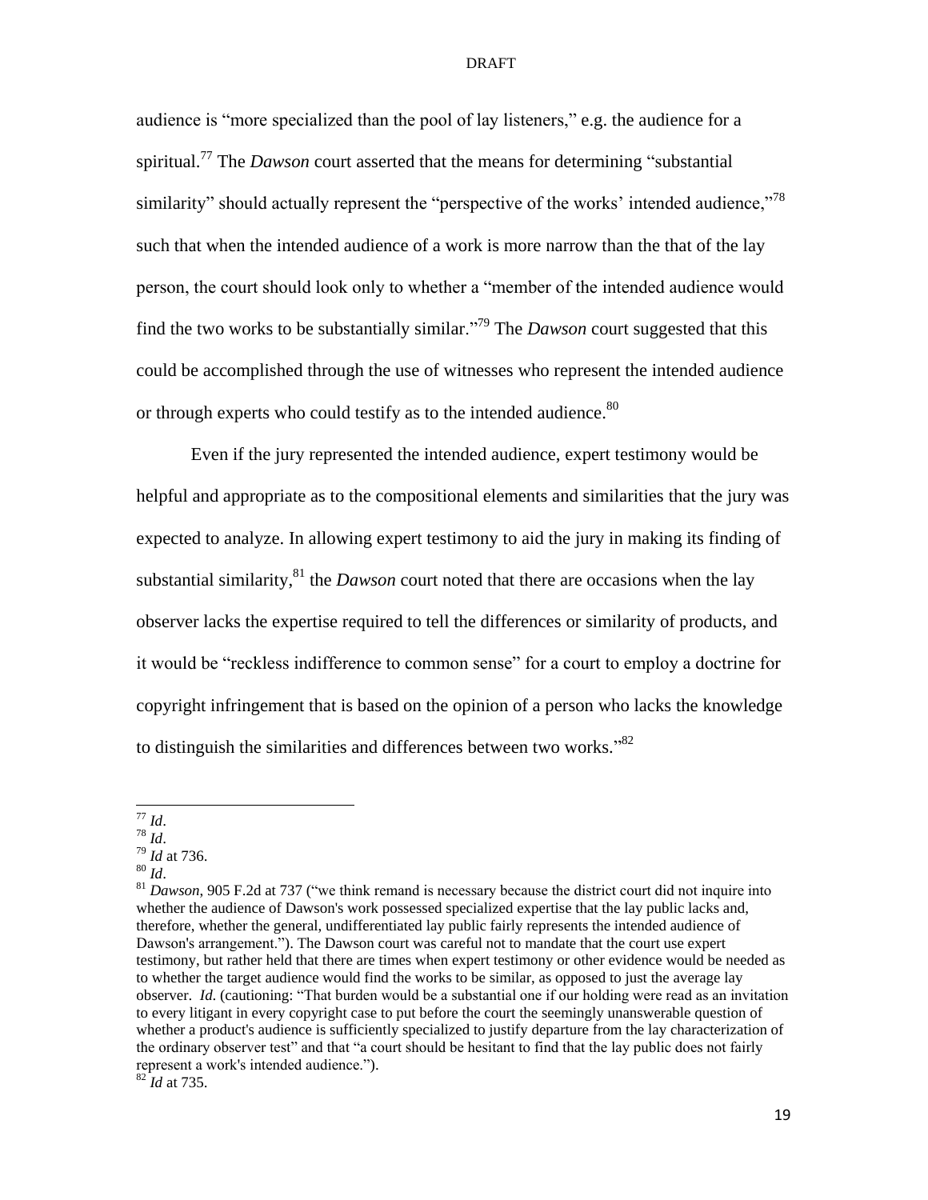audience is "more specialized than the pool of lay listeners," e.g. the audience for a spiritual.[77] The *Dawson* court asserted that the means for determining "substantial similarity" should actually represent the "perspective of the works' intended audience,"[78] such that when the intended audience of a work is more narrow than the that of the lay person, the court should look only to whether a "member of the intended audience would find the two works to be substantially similar."[79] The *Dawson* court suggested that this could be accomplished through the use of witnesses who represent the intended audience or through experts who could testify as to the intended audience.[80]

Even if the jury represented the intended audience, expert testimony would be helpful and appropriate as to the compositional elements and similarities that the jury was expected to analyze. In allowing expert testimony to aid the jury in making its finding of substantial similarity,[81] the *Dawson* court noted that there are occasions when the lay observer lacks the expertise required to tell the differences or similarity of products, and it would be "reckless indifference to common sense" for a court to employ a doctrine for copyright infringement that is based on the opinion of a person who lacks the knowledge to distinguish the similarities and differences between two works."[82]

---

[77] *Id*.

[78] *Id*.

[79] *Id* at 736.

[80] *Id*.

[81] *Dawson*, 905 F.2d at 737 ("we think remand is necessary because the district court did not inquire into whether the audience of Dawson's work possessed specialized expertise that the lay public lacks and, therefore, whether the general, undifferentiated lay public fairly represents the intended audience of Dawson's arrangement."). The Dawson court was careful not to mandate that the court use expert testimony, but rather held that there are times when expert testimony or other evidence would be needed as to whether the target audience would find the works to be similar, as opposed to just the average lay observer. *Id.* (cautioning: "That burden would be a substantial one if our holding were read as an invitation to every litigant in every copyright case to put before the court the seemingly unanswerable question of whether a product's audience is sufficiently specialized to justify departure from the lay characterization of the ordinary observer test" and that "a court should be hesitant to find that the lay public does not fairly represent a work's intended audience.").

[82] *Id* at 735.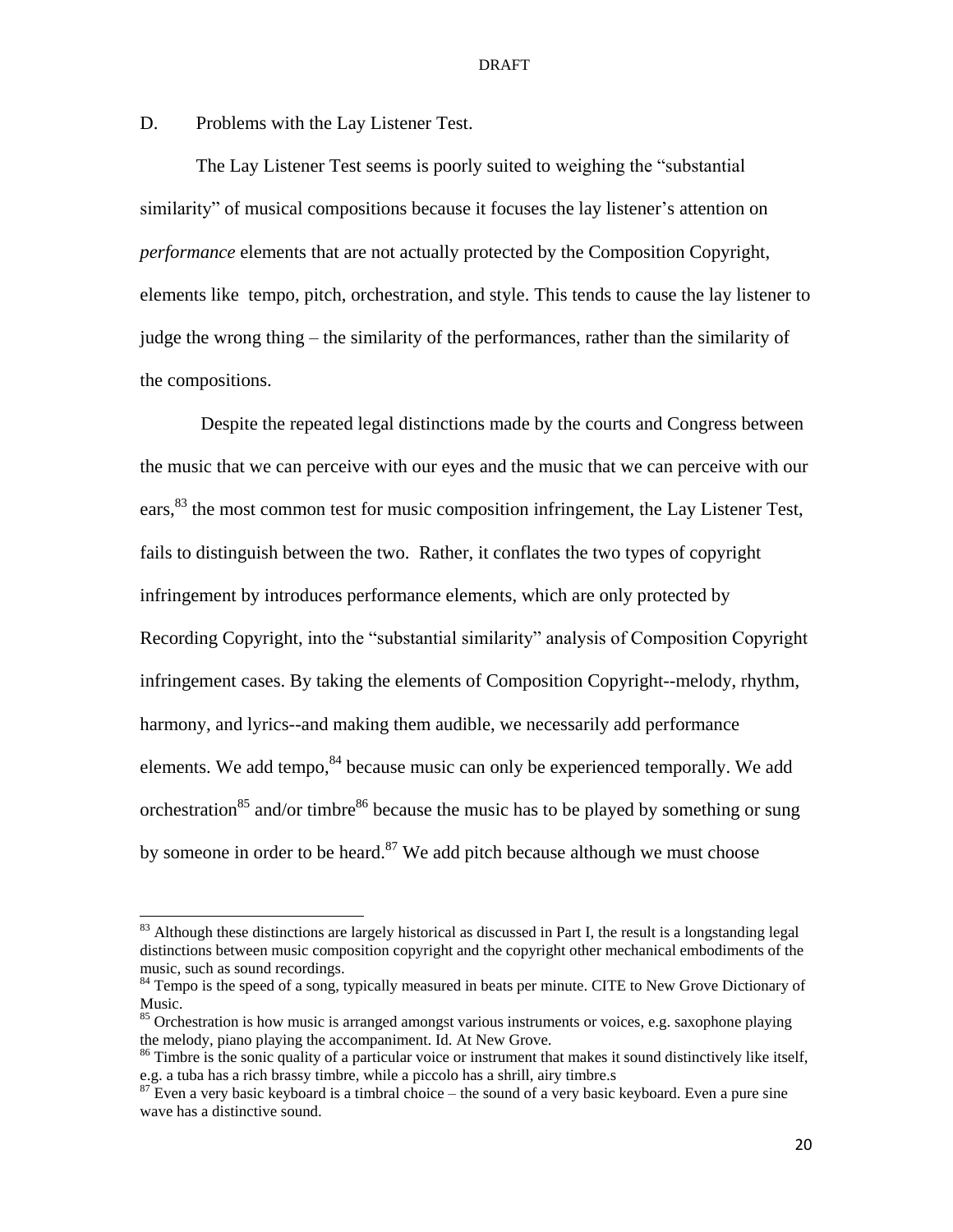D. Problems with the Lay Listener Test.

The Lay Listener Test seems is poorly suited to weighing the "substantial similarity" of musical compositions because it focuses the lay listener's attention on *performance* elements that are not actually protected by the Composition Copyright, elements like tempo, pitch, orchestration, and style. This tends to cause the lay listener to judge the wrong thing – the similarity of the performances, rather than the similarity of the compositions.

Despite the repeated legal distinctions made by the courts and Congress between the music that we can perceive with our eyes and the music that we can perceive with our ears,[83] the most common test for music composition infringement, the Lay Listener Test, fails to distinguish between the two. Rather, it conflates the two types of copyright infringement by introduces performance elements, which are only protected by Recording Copyright, into the "substantial similarity" analysis of Composition Copyright infringement cases. By taking the elements of Composition Copyright--melody, rhythm, harmony, and lyrics--and making them audible, we necessarily add performance elements. We add tempo,[84] because music can only be experienced temporally. We add orchestration[85] and/or timbre[86] because the music has to be played by something or sung by someone in order to be heard.[87] We add pitch because although we must choose

---

[83] Although these distinctions are largely historical as discussed in Part I, the result is a longstanding legal distinctions between music composition copyright and the copyright other mechanical embodiments of the music, such as sound recordings.

[84] Tempo is the speed of a song, typically measured in beats per minute. CITE to New Grove Dictionary of Music.

[85] Orchestration is how music is arranged amongst various instruments or voices, e.g. saxophone playing the melody, piano playing the accompaniment. Id. At New Grove.

[86] Timbre is the sonic quality of a particular voice or instrument that makes it sound distinctively like itself, e.g. a tuba has a rich brassy timbre, while a piccolo has a shrill, airy timbre.s

[87] Even a very basic keyboard is a timbral choice – the sound of a very basic keyboard. Even a pure sine wave has a distinctive sound.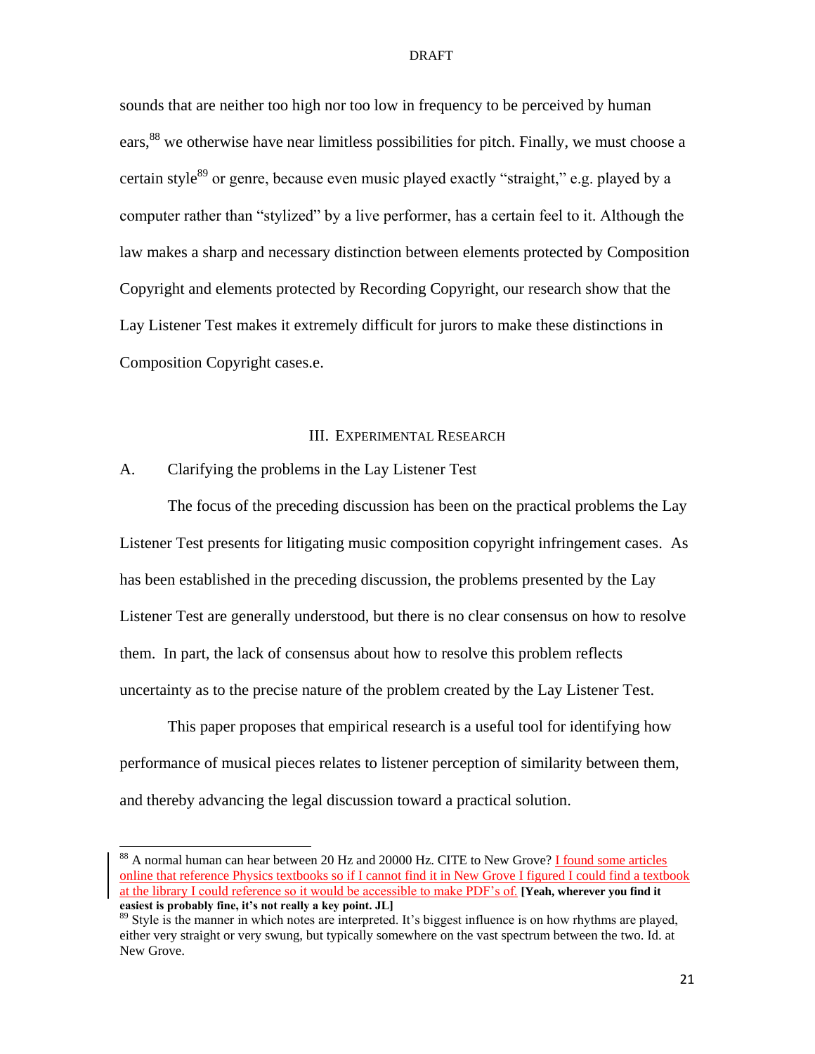sounds that are neither too high nor too low in frequency to be perceived by human ears,[88] we otherwise have near limitless possibilities for pitch. Finally, we must choose a certain style[89] or genre, because even music played exactly "straight," e.g. played by a computer rather than "stylized" by a live performer, has a certain feel to it. Although the law makes a sharp and necessary distinction between elements protected by Composition Copyright and elements protected by Recording Copyright, our research show that the Lay Listener Test makes it extremely difficult for jurors to make these distinctions in Composition Copyright cases.e.

## III. Experimental Research

### A. Clarifying the problems in the Lay Listener Test

The focus of the preceding discussion has been on the practical problems the Lay Listener Test presents for litigating music composition copyright infringement cases. As has been established in the preceding discussion, the problems presented by the Lay Listener Test are generally understood, but there is no clear consensus on how to resolve them. In part, the lack of consensus about how to resolve this problem reflects uncertainty as to the precise nature of the problem created by the Lay Listener Test.

This paper proposes that empirical research is a useful tool for identifying how performance of musical pieces relates to listener perception of similarity between them, and thereby advancing the legal discussion toward a practical solution.

---

[88] A normal human can hear between 20 Hz and 20000 Hz. CITE to New Grove? I found some articles online that reference Physics textbooks so if I cannot find it in New Grove I figured I could find a textbook at the library I could reference so it would be accessible to make PDF's of. **[Yeah, wherever you find it easiest is probably fine, it's not really a key point. JL]**

[89] Style is the manner in which notes are interpreted. It's biggest influence is on how rhythms are played, either very straight or very swung, but typically somewhere on the vast spectrum between the two. Id. at New Grove.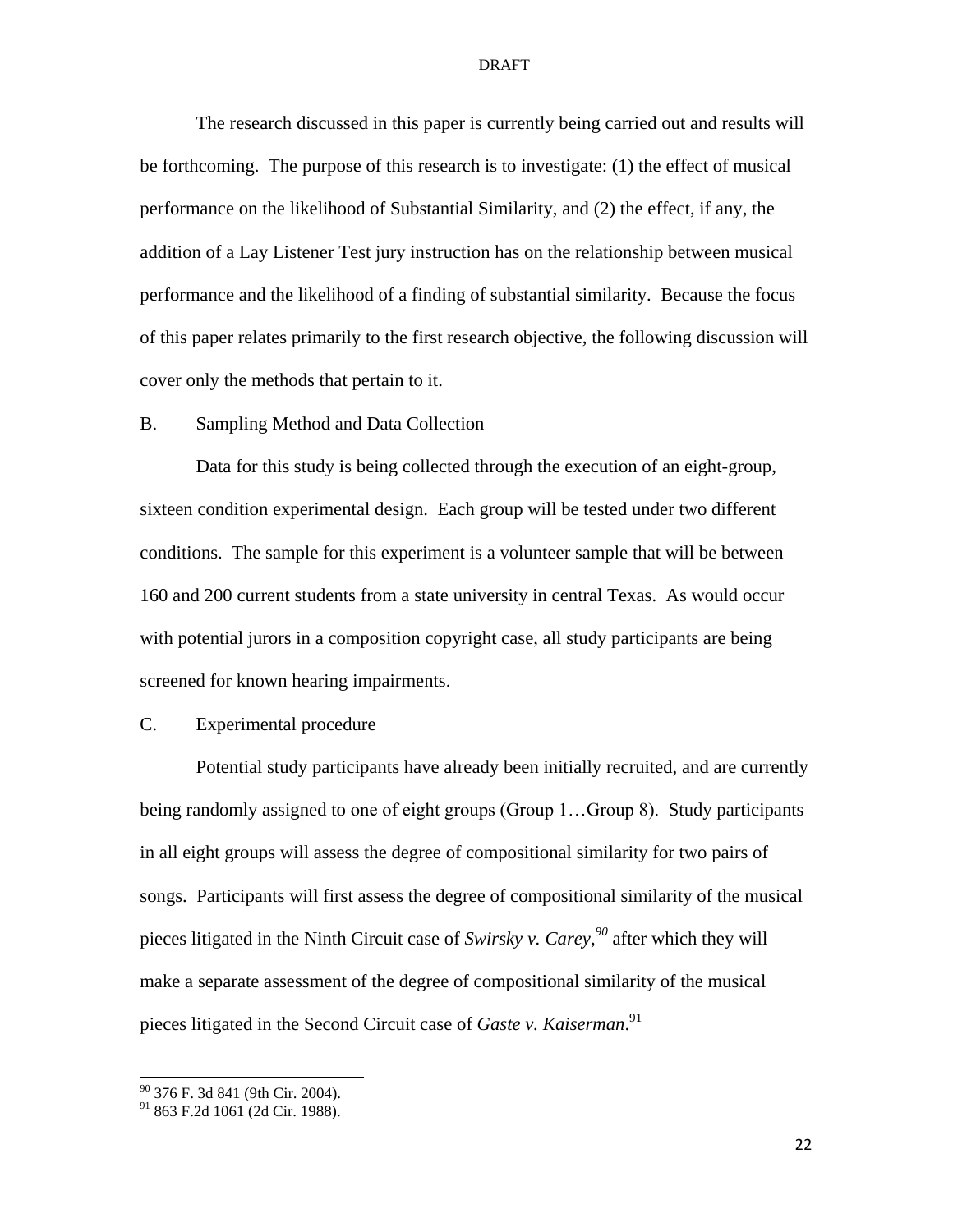The research discussed in this paper is currently being carried out and results will be forthcoming. The purpose of this research is to investigate: (1) the effect of musical performance on the likelihood of Substantial Similarity, and (2) the effect, if any, the addition of a Lay Listener Test jury instruction has on the relationship between musical performance and the likelihood of a finding of substantial similarity. Because the focus of this paper relates primarily to the first research objective, the following discussion will cover only the methods that pertain to it.

### B. Sampling Method and Data Collection

Data for this study is being collected through the execution of an eight-group, sixteen condition experimental design. Each group will be tested under two different conditions. The sample for this experiment is a volunteer sample that will be between 160 and 200 current students from a state university in central Texas. As would occur with potential jurors in a composition copyright case, all study participants are being screened for known hearing impairments.

### C. Experimental procedure

Potential study participants have already been initially recruited, and are currently being randomly assigned to one of eight groups (Group 1…Group 8). Study participants in all eight groups will assess the degree of compositional similarity for two pairs of songs. Participants will first assess the degree of compositional similarity of the musical pieces litigated in the Ninth Circuit case of *Swirsky v. Carey*,[90] after which they will make a separate assessment of the degree of compositional similarity of the musical pieces litigated in the Second Circuit case of *Gaste v. Kaiserman*.[91]

---

[90] 376 F. 3d 841 (9th Cir. 2004).

[91] 863 F.2d 1061 (2d Cir. 1988).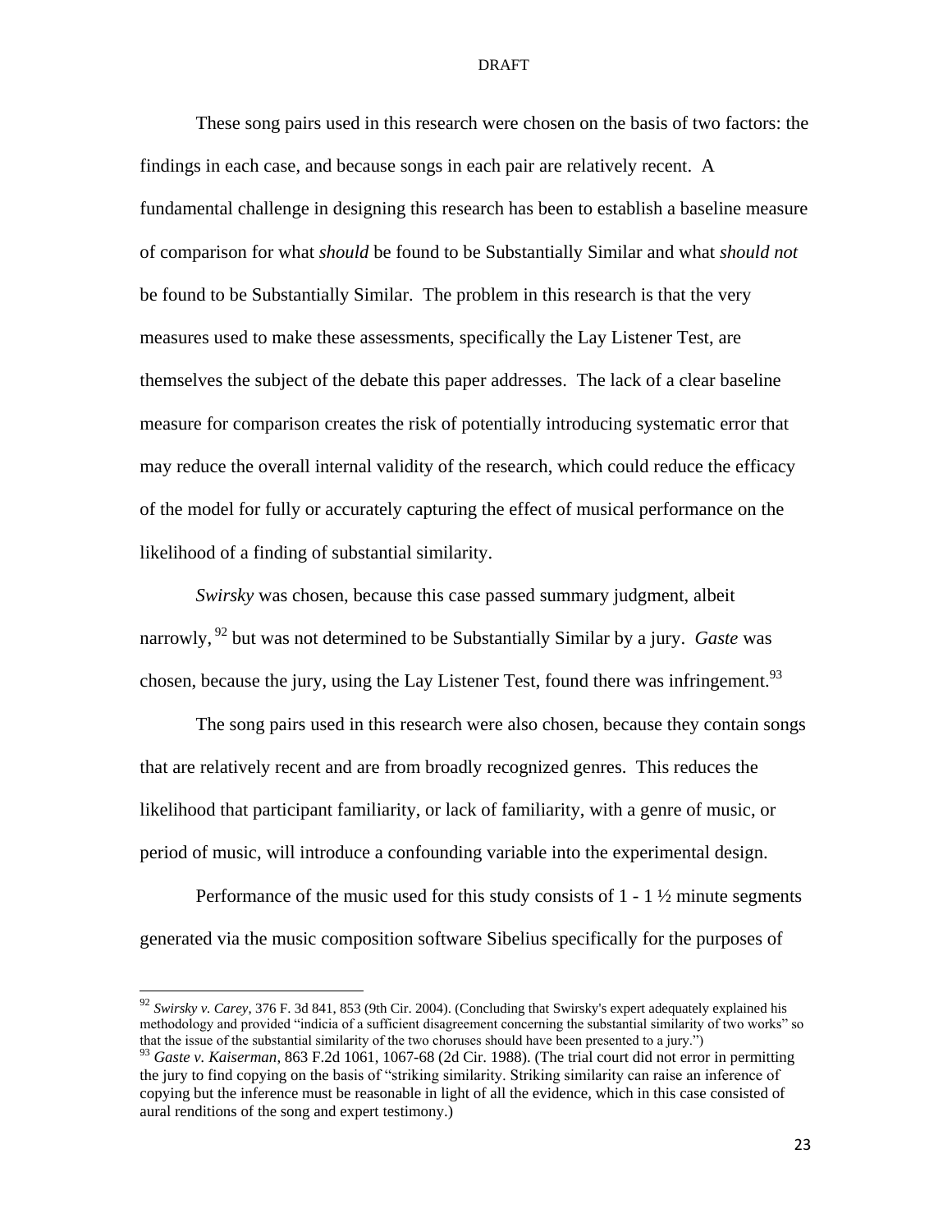These song pairs used in this research were chosen on the basis of two factors: the findings in each case, and because songs in each pair are relatively recent. A fundamental challenge in designing this research has been to establish a baseline measure of comparison for what *should* be found to be Substantially Similar and what *should not* be found to be Substantially Similar. The problem in this research is that the very measures used to make these assessments, specifically the Lay Listener Test, are themselves the subject of the debate this paper addresses. The lack of a clear baseline measure for comparison creates the risk of potentially introducing systematic error that may reduce the overall internal validity of the research, which could reduce the efficacy of the model for fully or accurately capturing the effect of musical performance on the likelihood of a finding of substantial similarity.

*Swirsky* was chosen, because this case passed summary judgment, albeit narrowly,[92] but was not determined to be Substantially Similar by a jury. *Gaste* was chosen, because the jury, using the Lay Listener Test, found there was infringement.[93]

The song pairs used in this research were also chosen, because they contain songs that are relatively recent and are from broadly recognized genres. This reduces the likelihood that participant familiarity, or lack of familiarity, with a genre of music, or period of music, will introduce a confounding variable into the experimental design.

Performance of the music used for this study consists of 1 - 1 ½ minute segments generated via the music composition software Sibelius specifically for the purposes of

---

[92] *Swirsky v. Carey*, 376 F. 3d 841, 853 (9th Cir. 2004). (Concluding that Swirsky's expert adequately explained his methodology and provided "indicia of a sufficient disagreement concerning the substantial similarity of two works" so that the issue of the substantial similarity of the two choruses should have been presented to a jury.")

[93] *Gaste v. Kaiserman*, 863 F.2d 1061, 1067-68 (2d Cir. 1988). (The trial court did not error in permitting the jury to find copying on the basis of "striking similarity. Striking similarity can raise an inference of copying but the inference must be reasonable in light of all the evidence, which in this case consisted of aural renditions of the song and expert testimony.)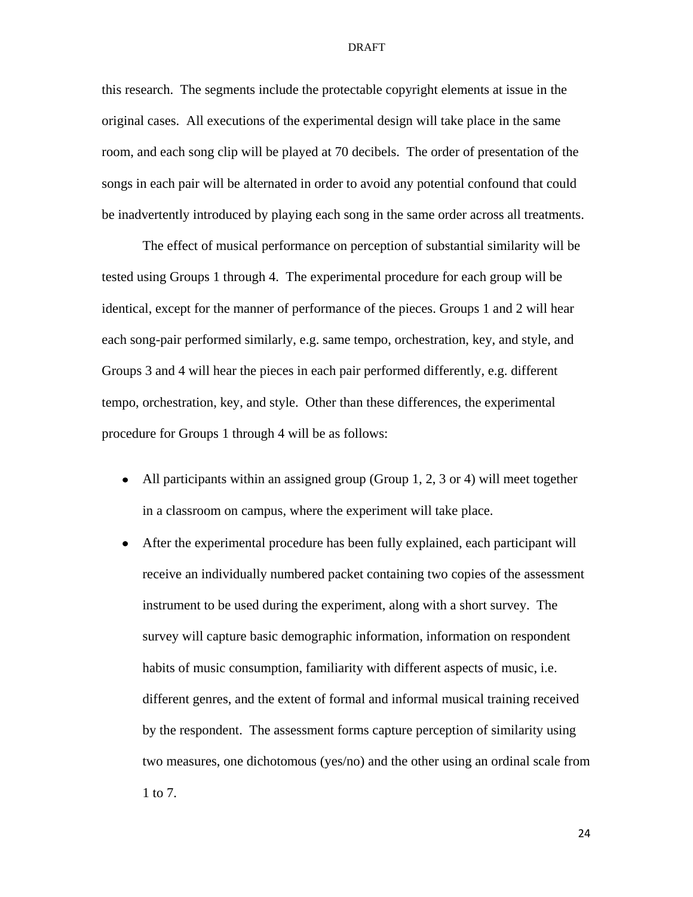this research. The segments include the protectable copyright elements at issue in the original cases. All executions of the experimental design will take place in the same room, and each song clip will be played at 70 decibels. The order of presentation of the songs in each pair will be alternated in order to avoid any potential confound that could be inadvertently introduced by playing each song in the same order across all treatments.

The effect of musical performance on perception of substantial similarity will be tested using Groups 1 through 4. The experimental procedure for each group will be identical, except for the manner of performance of the pieces. Groups 1 and 2 will hear each song-pair performed similarly, e.g. same tempo, orchestration, key, and style, and Groups 3 and 4 will hear the pieces in each pair performed differently, e.g. different tempo, orchestration, key, and style. Other than these differences, the experimental procedure for Groups 1 through 4 will be as follows:

- All participants within an assigned group (Group 1, 2, 3 or 4) will meet together in a classroom on campus, where the experiment will take place.
- After the experimental procedure has been fully explained, each participant will receive an individually numbered packet containing two copies of the assessment instrument to be used during the experiment, along with a short survey. The survey will capture basic demographic information, information on respondent habits of music consumption, familiarity with different aspects of music, i.e. different genres, and the extent of formal and informal musical training received by the respondent. The assessment forms capture perception of similarity using two measures, one dichotomous (yes/no) and the other using an ordinal scale from 1 to 7.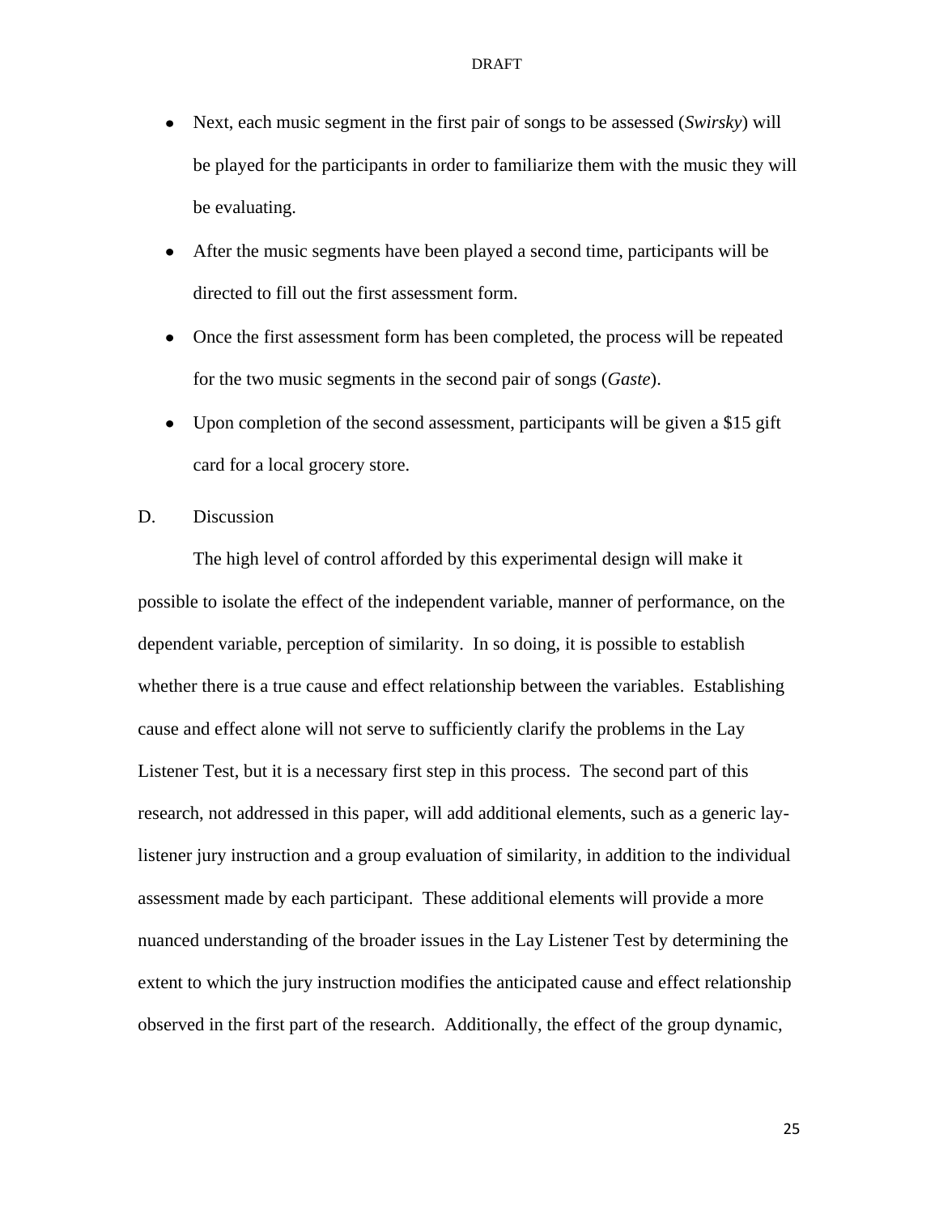- Next, each music segment in the first pair of songs to be assessed (*Swirsky*) will be played for the participants in order to familiarize them with the music they will be evaluating.
- After the music segments have been played a second time, participants will be directed to fill out the first assessment form.
- Once the first assessment form has been completed, the process will be repeated for the two music segments in the second pair of songs (*Gaste*).
- Upon completion of the second assessment, participants will be given a $15 gift card for a local grocery store.

D. Discussion

The high level of control afforded by this experimental design will make it possible to isolate the effect of the independent variable, manner of performance, on the dependent variable, perception of similarity. In so doing, it is possible to establish whether there is a true cause and effect relationship between the variables. Establishing cause and effect alone will not serve to sufficiently clarify the problems in the Lay Listener Test, but it is a necessary first step in this process. The second part of this research, not addressed in this paper, will add additional elements, such as a generic lay-listener jury instruction and a group evaluation of similarity, in addition to the individual assessment made by each participant. These additional elements will provide a more nuanced understanding of the broader issues in the Lay Listener Test by determining the extent to which the jury instruction modifies the anticipated cause and effect relationship observed in the first part of the research. Additionally, the effect of the group dynamic,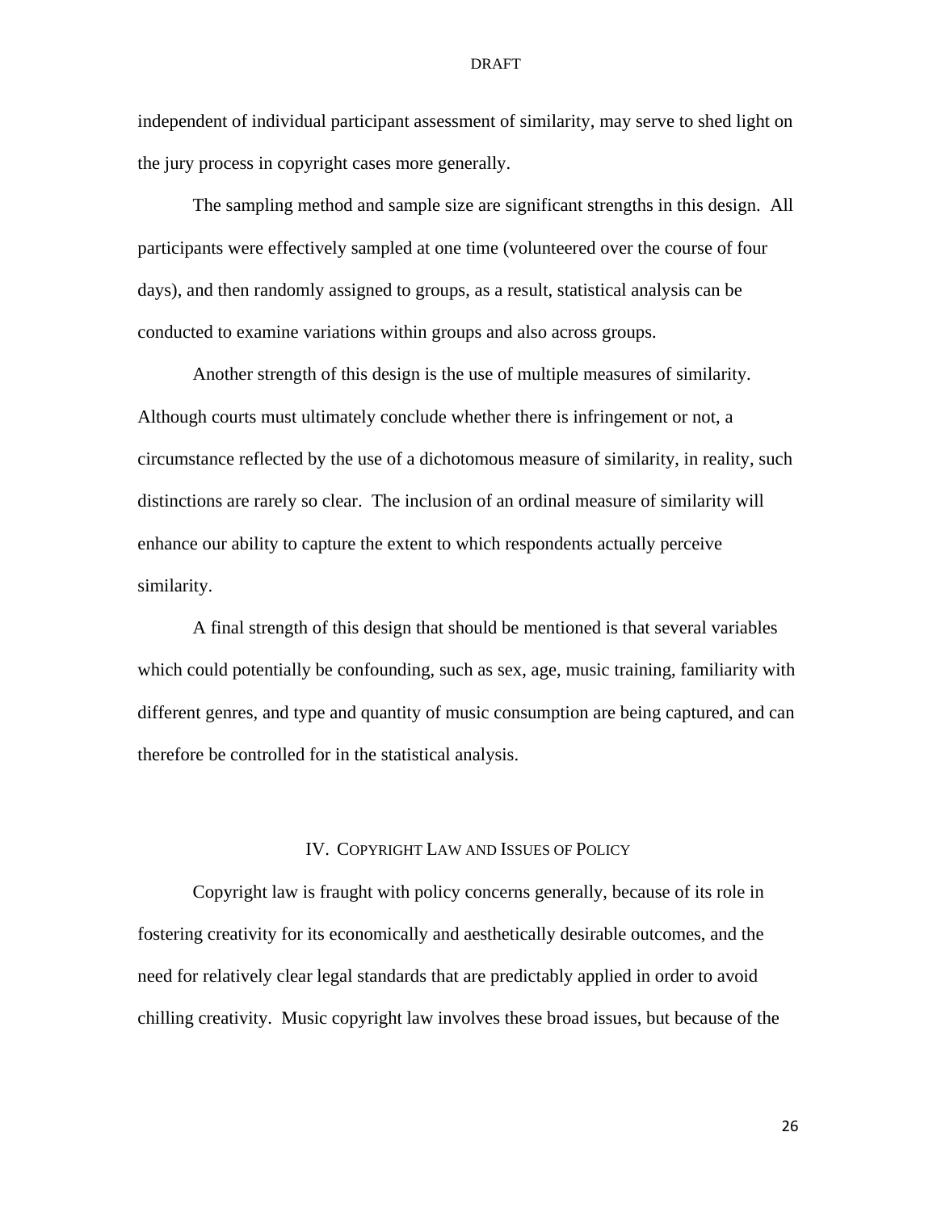independent of individual participant assessment of similarity, may serve to shed light on the jury process in copyright cases more generally.

The sampling method and sample size are significant strengths in this design. All participants were effectively sampled at one time (volunteered over the course of four days), and then randomly assigned to groups, as a result, statistical analysis can be conducted to examine variations within groups and also across groups.

Another strength of this design is the use of multiple measures of similarity. Although courts must ultimately conclude whether there is infringement or not, a circumstance reflected by the use of a dichotomous measure of similarity, in reality, such distinctions are rarely so clear. The inclusion of an ordinal measure of similarity will enhance our ability to capture the extent to which respondents actually perceive similarity.

A final strength of this design that should be mentioned is that several variables which could potentially be confounding, such as sex, age, music training, familiarity with different genres, and type and quantity of music consumption are being captured, and can therefore be controlled for in the statistical analysis.

## IV. COPYRIGHT LAW AND ISSUES OF POLICY

Copyright law is fraught with policy concerns generally, because of its role in fostering creativity for its economically and aesthetically desirable outcomes, and the need for relatively clear legal standards that are predictably applied in order to avoid chilling creativity. Music copyright law involves these broad issues, but because of the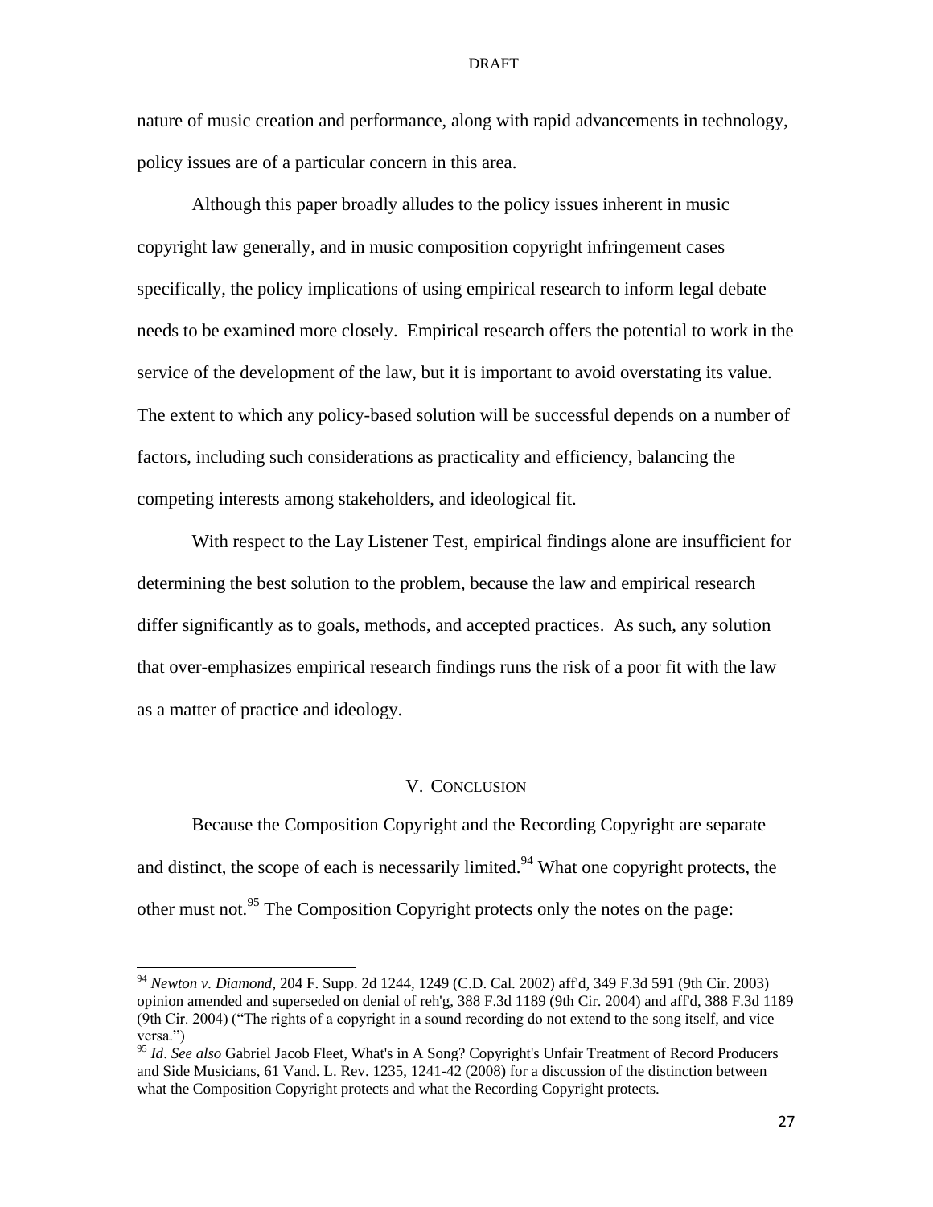nature of music creation and performance, along with rapid advancements in technology, policy issues are of a particular concern in this area.

Although this paper broadly alludes to the policy issues inherent in music copyright law generally, and in music composition copyright infringement cases specifically, the policy implications of using empirical research to inform legal debate needs to be examined more closely. Empirical research offers the potential to work in the service of the development of the law, but it is important to avoid overstating its value. The extent to which any policy-based solution will be successful depends on a number of factors, including such considerations as practicality and efficiency, balancing the competing interests among stakeholders, and ideological fit.

With respect to the Lay Listener Test, empirical findings alone are insufficient for determining the best solution to the problem, because the law and empirical research differ significantly as to goals, methods, and accepted practices. As such, any solution that over-emphasizes empirical research findings runs the risk of a poor fit with the law as a matter of practice and ideology.

## V. Conclusion

Because the Composition Copyright and the Recording Copyright are separate and distinct, the scope of each is necessarily limited.[94] What one copyright protects, the other must not.[95] The Composition Copyright protects only the notes on the page:

---

[94] *Newton v. Diamond*, 204 F. Supp. 2d 1244, 1249 (C.D. Cal. 2002) aff'd, 349 F.3d 591 (9th Cir. 2003) opinion amended and superseded on denial of reh'g, 388 F.3d 1189 (9th Cir. 2004) and aff'd, 388 F.3d 1189 (9th Cir. 2004) ("The rights of a copyright in a sound recording do not extend to the song itself, and vice versa.")

[95] *Id*. *See also* Gabriel Jacob Fleet, What's in A Song? Copyright's Unfair Treatment of Record Producers and Side Musicians, 61 Vand. L. Rev. 1235, 1241-42 (2008) for a discussion of the distinction between what the Composition Copyright protects and what the Recording Copyright protects.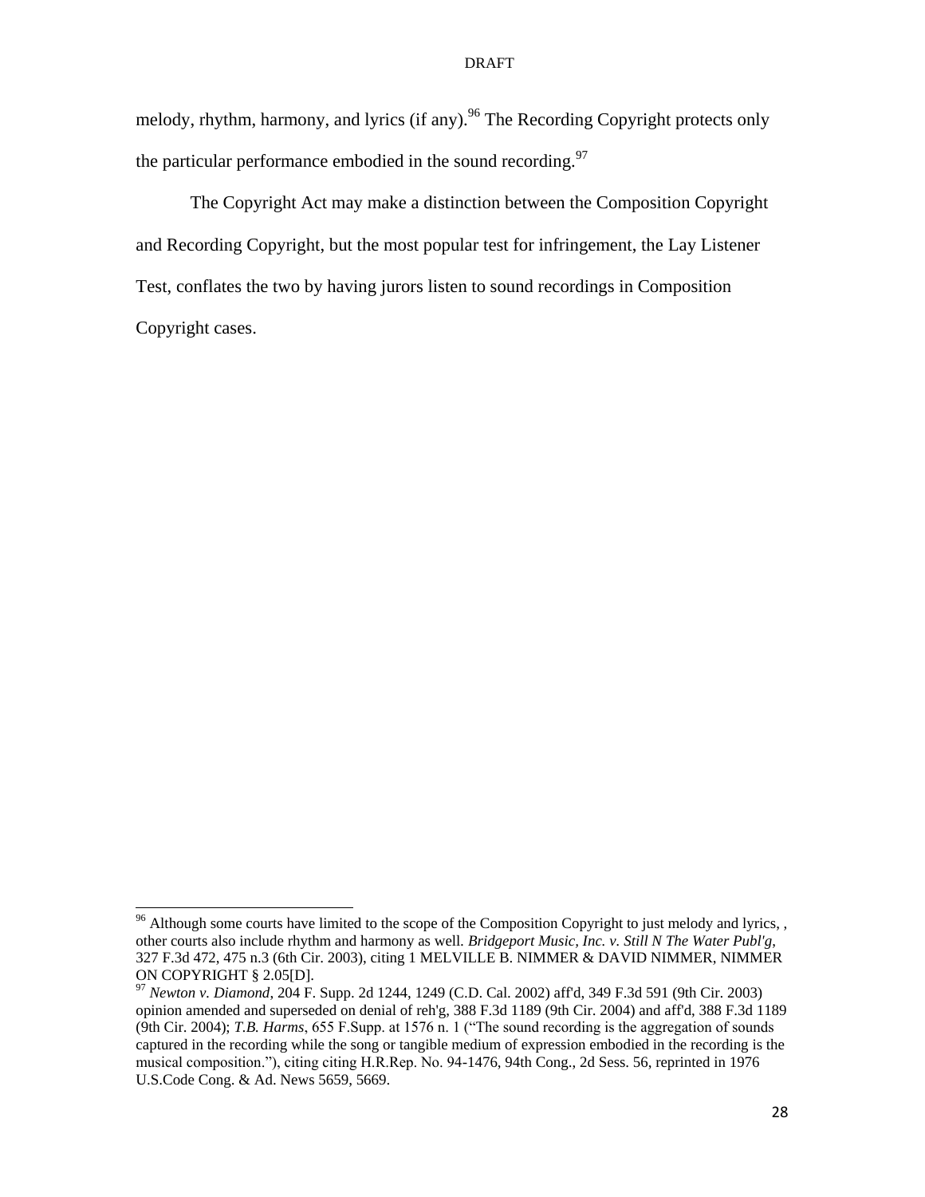melody, rhythm, harmony, and lyrics (if any).[96] The Recording Copyright protects only the particular performance embodied in the sound recording.[97]

The Copyright Act may make a distinction between the Composition Copyright and Recording Copyright, but the most popular test for infringement, the Lay Listener Test, conflates the two by having jurors listen to sound recordings in Composition Copyright cases.

---

[96] Although some courts have limited to the scope of the Composition Copyright to just melody and lyrics, , other courts also include rhythm and harmony as well. *Bridgeport Music, Inc. v. Still N The Water Publ'g*, 327 F.3d 472, 475 n.3 (6th Cir. 2003), citing 1 MELVILLE B. NIMMER & DAVID NIMMER, NIMMER ON COPYRIGHT § 2.05[D].

[97] *Newton v. Diamond*, 204 F. Supp. 2d 1244, 1249 (C.D. Cal. 2002) aff'd, 349 F.3d 591 (9th Cir. 2003) opinion amended and superseded on denial of reh'g, 388 F.3d 1189 (9th Cir. 2004) and aff'd, 388 F.3d 1189 (9th Cir. 2004); *T.B. Harms*, 655 F.Supp. at 1576 n. 1 ("The sound recording is the aggregation of sounds captured in the recording while the song or tangible medium of expression embodied in the recording is the musical composition."), citing citing H.R.Rep. No. 94-1476, 94th Cong., 2d Sess. 56, reprinted in 1976 U.S.Code Cong. & Ad. News 5659, 5669.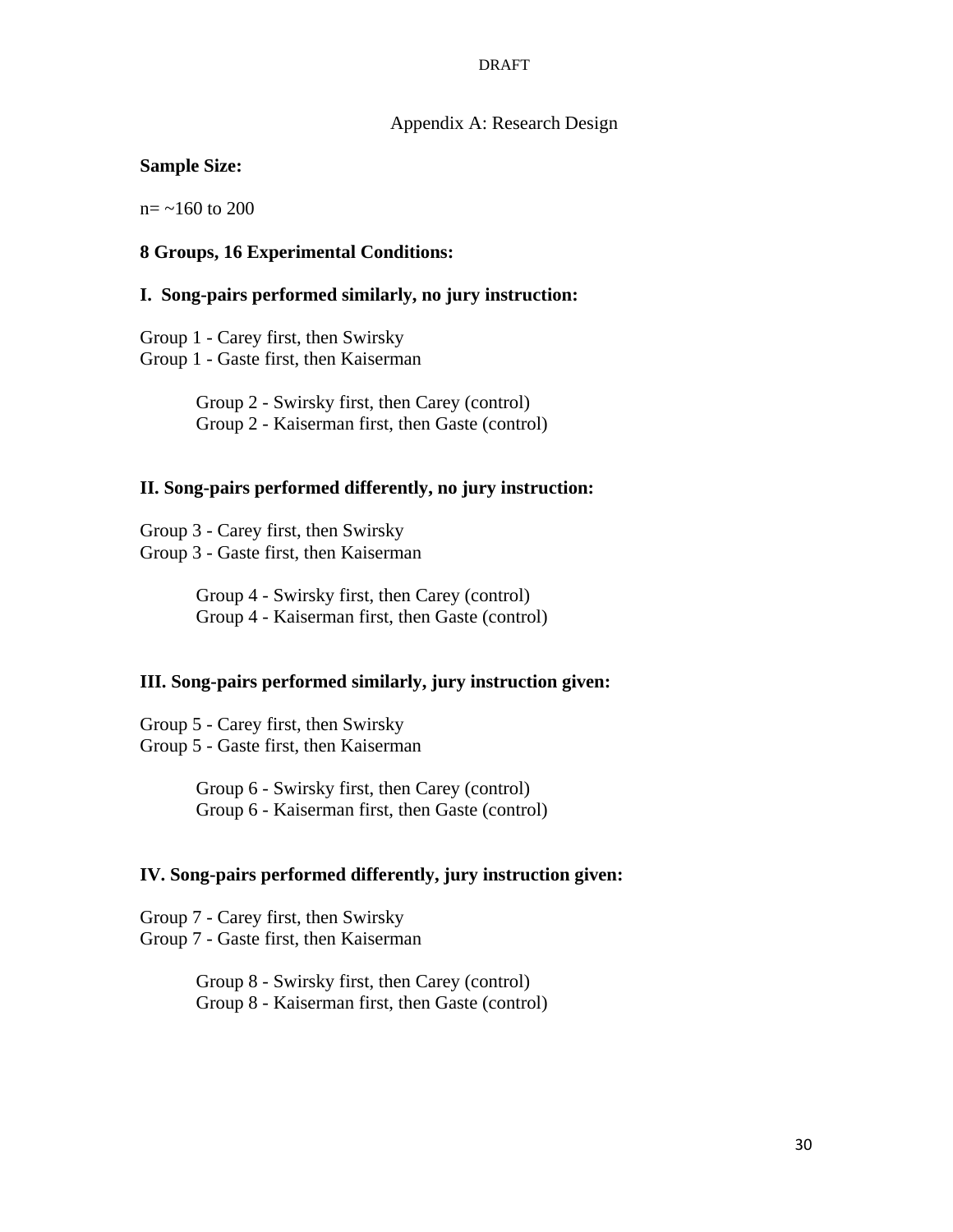## Appendix A: Research Design

**Sample Size:**

n= ~160 to 200

**8 Groups, 16 Experimental Conditions:**

**I. Song-pairs performed similarly, no jury instruction:**

Group 1 - Carey first, then Swirsky
Group 1 - Gaste first, then Kaiserman

> Group 2 - Swirsky first, then Carey (control)
> Group 2 - Kaiserman first, then Gaste (control)

**II. Song-pairs performed differently, no jury instruction:**

Group 3 - Carey first, then Swirsky
Group 3 - Gaste first, then Kaiserman

> Group 4 - Swirsky first, then Carey (control)
> Group 4 - Kaiserman first, then Gaste (control)

**III. Song-pairs performed similarly, jury instruction given:**

Group 5 - Carey first, then Swirsky
Group 5 - Gaste first, then Kaiserman

> Group 6 - Swirsky first, then Carey (control)
> Group 6 - Kaiserman first, then Gaste (control)

**IV. Song-pairs performed differently, jury instruction given:**

Group 7 - Carey first, then Swirsky
Group 7 - Gaste first, then Kaiserman

> Group 8 - Swirsky first, then Carey (control)
> Group 8 - Kaiserman first, then Gaste (control)